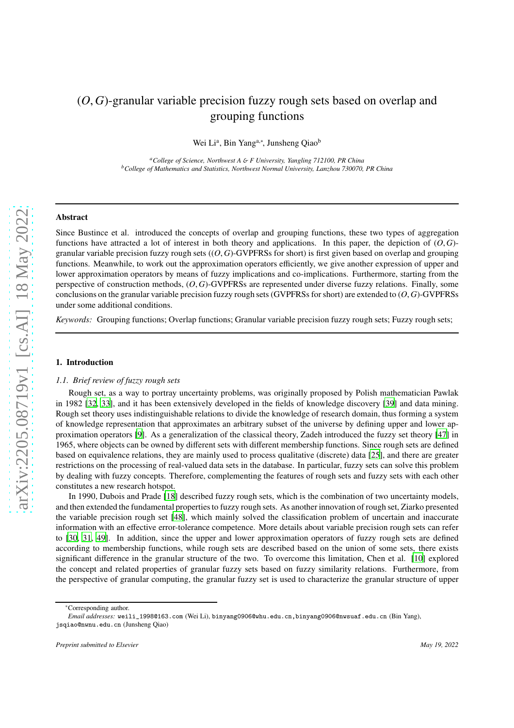# $(O,G)$-granular variable precision fuzzy rough sets based on overlap and grouping functions

Wei Li[a], Bin Yang[a,*], Junsheng Qiao[b]

[a] *College of Science, Northwest A & F University, Yangling 712100, PR China*
[b] *College of Mathematics and Statistics, Northwest Normal University, Lanzhou 730070, PR China*

---

## Abstract

Since Bustince et al. introduced the concepts of overlap and grouping functions, these two types of aggregation functions have attracted a lot of interest in both theory and applications. In this paper, the depiction of $(O,G)$-granular variable precision fuzzy rough sets ($(O,G)$-GVPFRSs for short) is first given based on overlap and grouping functions. Meanwhile, to work out the approximation operators efficiently, we give another expression of upper and lower approximation operators by means of fuzzy implications and co-implications. Furthermore, starting from the perspective of construction methods, $(O,G)$-GVPFRSs are represented under diverse fuzzy relations. Finally, some conclusions on the granular variable precision fuzzy rough sets (GVPFRSs for short) are extended to $(O,G)$-GVPFRSs under some additional conditions.

*Keywords:* Grouping functions; Overlap functions; Granular variable precision fuzzy rough sets; Fuzzy rough sets;

---

## 1. Introduction

### 1.1. Brief review of fuzzy rough sets

Rough set, as a way to portray uncertainty problems, was originally proposed by Polish mathematician Pawlak in 1982 [32, 33], and it has been extensively developed in the fields of knowledge discovery [39] and data mining. Rough set theory uses indistinguishable relations to divide the knowledge of research domain, thus forming a system of knowledge representation that approximates an arbitrary subset of the universe by defining upper and lower approximation operators [9]. As a generalization of the classical theory, Zadeh introduced the fuzzy set theory [47] in 1965, where objects can be owned by different sets with different membership functions. Since rough sets are defined based on equivalence relations, they are mainly used to process qualitative (discrete) data [25], and there are greater restrictions on the processing of real-valued data sets in the database. In particular, fuzzy sets can solve this problem by dealing with fuzzy concepts. Therefore, complementing the features of rough sets and fuzzy sets with each other constitutes a new research hotspot.

In 1990, Dubois and Prade [18] described fuzzy rough sets, which is the combination of two uncertainty models, and then extended the fundamental properties to fuzzy rough sets. As another innovation of rough set, Ziarko presented the variable precision rough set [48], which mainly solved the classification problem of uncertain and inaccurate information with an effective error-tolerance competence. More details about variable precision rough sets can refer to [30, 31, 49]. In addition, since the upper and lower approximation operators of fuzzy rough sets are defined according to membership functions, while rough sets are described based on the union of some sets, there exists significant difference in the granular structure of the two. To overcome this limitation, Chen et al. [10] explored the concept and related properties of granular fuzzy sets based on fuzzy similarity relations. Furthermore, from the perspective of granular computing, the granular fuzzy set is used to characterize the granular structure of upper

---

*Corresponding author.

*Email addresses:* weili_1998@163.com (Wei Li), binyang0906@whu.edu.cn, binyang0906@nwsuaf.edu.cn (Bin Yang), jsqiao@nwnu.edu.cn (Junsheng Qiao)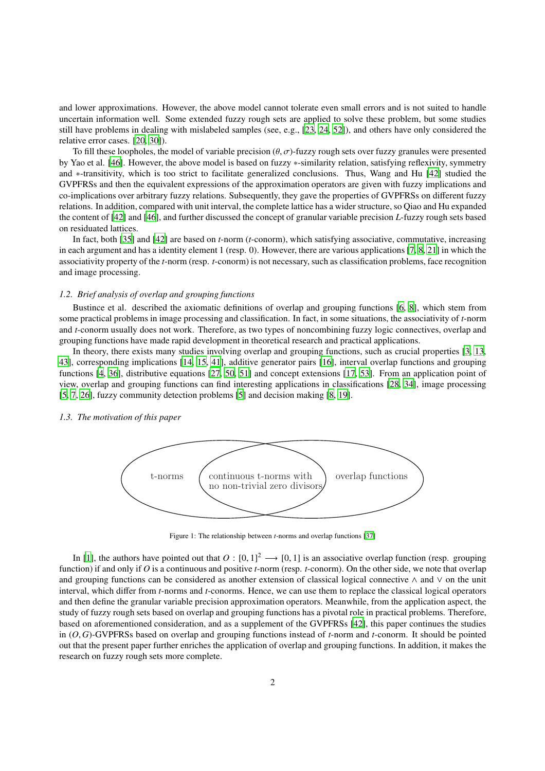and lower approximations. However, the above model cannot tolerate even small errors and is not suited to handle uncertain information well. Some extended fuzzy rough sets are applied to solve these problem, but some studies still have problems in dealing with mislabeled samples (see, e.g., [23, 24, 52]), and others have only considered the relative error cases. [20, 30]).

To fill these loopholes, the model of variable precision $(\theta, \sigma)$-fuzzy rough sets over fuzzy granules were presented by Yao et al. [46]. However, the above model is based on fuzzy $*$-similarity relation, satisfying reflexivity, symmetry and $*$-transitivity, which is too strict to facilitate generalized conclusions. Thus, Wang and Hu [42] studied the GVPFRSs and then the equivalent expressions of the approximation operators are given with fuzzy implications and co-implications over arbitrary fuzzy relations. Subsequently, they gave the properties of GVPFRSs on different fuzzy relations. In addition, compared with unit interval, the complete lattice has a wider structure, so Qiao and Hu expanded the content of [42] and [46], and further discussed the concept of granular variable precision $L$-fuzzy rough sets based on residuated lattices.

In fact, both [35] and [42] are based on $t$-norm ($t$-conorm), which satisfying associative, commutative, increasing in each argument and has a identity element 1 (resp. 0). However, there are various applications [7, 8, 21] in which the associativity property of the $t$-norm (resp. $t$-conorm) is not necessary, such as classification problems, face recognition and image processing.

### *1.2. Brief analysis of overlap and grouping functions*

Bustince et al. described the axiomatic definitions of overlap and grouping functions [6, 8], which stem from some practical problems in image processing and classification. In fact, in some situations, the associativity of $t$-norm and $t$-conorm usually does not work. Therefore, as two types of noncombining fuzzy logic connectives, overlap and grouping functions have made rapid development in theoretical research and practical applications.

In theory, there exists many studies involving overlap and grouping functions, such as crucial properties [3, 13, 43], corresponding implications [14, 15, 41], additive generator pairs [16], interval overlap functions and grouping functions [4, 36], distributive equations [27, 50, 51] and concept extensions [17, 53]. From an application point of view, overlap and grouping functions can find interesting applications in classifications [28, 34], image processing [5, 7, 26], fuzzy community detection problems [5] and decision making [8, 19].

### *1.3. The motivation of this paper*

t-norms | continuous t-norms with no non-trivial zero divisors | overlap functions

Figure 1: The relationship between $t$-norms and overlap functions [37]

In [1], the authors have pointed out that $O : [0, 1]^2 \longrightarrow [0, 1]$ is an associative overlap function (resp. grouping function) if and only if $O$ is a continuous and positive $t$-norm (resp. $t$-conorm). On the other side, we note that overlap and grouping functions can be considered as another extension of classical logical connective $\wedge$ and $\vee$ on the unit interval, which differ from $t$-norms and $t$-conorms. Hence, we can use them to replace the classical logical operators and then define the granular variable precision approximation operators. Meanwhile, from the application aspect, the study of fuzzy rough sets based on overlap and grouping functions has a pivotal role in practical problems. Therefore, based on aforementioned consideration, and as a supplement of the GVPFRSs [42], this paper continues the studies in $(O, G)$-GVPFRSs based on overlap and grouping functions instead of $t$-norm and $t$-conorm. It should be pointed out that the present paper further enriches the application of overlap and grouping functions. In addition, it makes the research on fuzzy rough sets more complete.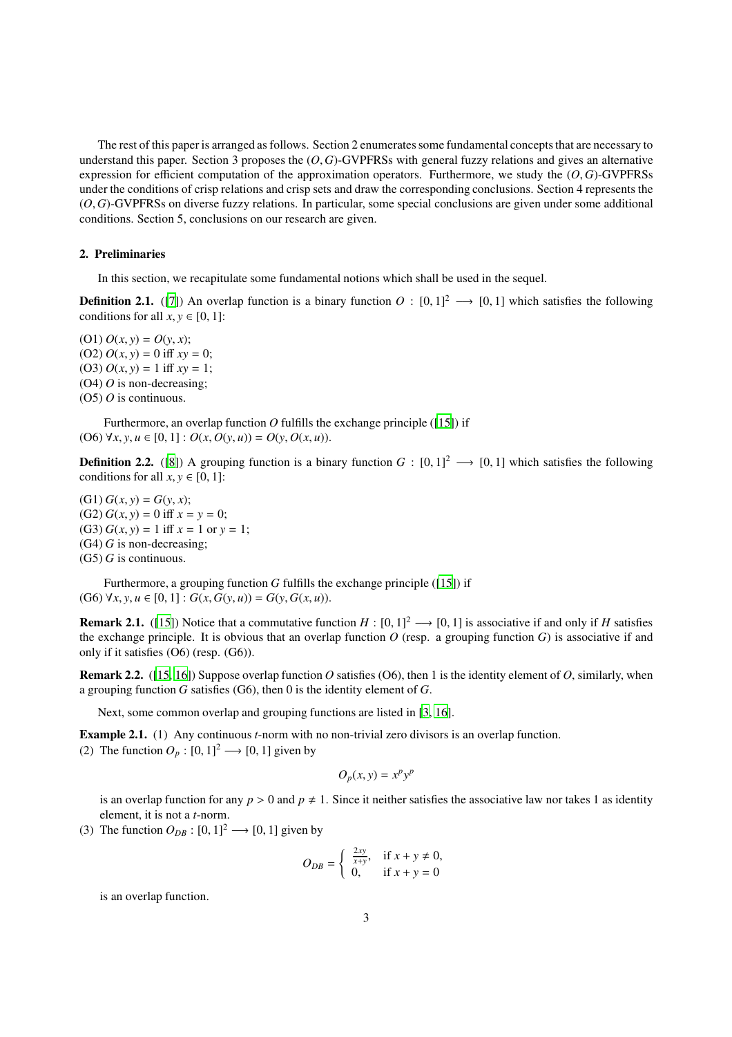The rest of this paper is arranged as follows. Section 2 enumerates some fundamental concepts that are necessary to understand this paper. Section 3 proposes the $(O, G)$-GVPFRSs with general fuzzy relations and gives an alternative expression for efficient computation of the approximation operators. Furthermore, we study the $(O, G)$-GVPFRSs under the conditions of crisp relations and crisp sets and draw the corresponding conclusions. Section 4 represents the $(O, G)$-GVPFRSs on diverse fuzzy relations. In particular, some special conclusions are given under some additional conditions. Section 5, conclusions on our research are given.

## 2. Preliminaries

In this section, we recapitulate some fundamental notions which shall be used in the sequel.

**Definition 2.1.** ([7]) An overlap function is a binary function $O : [0, 1]^2 \longrightarrow [0, 1]$ which satisfies the following conditions for all $x, y \in [0, 1]$:

(O1) $O(x, y) = O(y, x)$;
(O2) $O(x, y) = 0$ iff $xy = 0$;
(O3) $O(x, y) = 1$ iff $xy = 1$;
(O4) $O$ is non-decreasing;
(O5) $O$ is continuous.

Furthermore, an overlap function $O$ fulfills the exchange principle ([15]) if
(O6) $\forall x, y, u \in [0, 1] : O(x, O(y, u)) = O(y, O(x, u))$.

**Definition 2.2.** ([8]) A grouping function is a binary function $G : [0, 1]^2 \longrightarrow [0, 1]$ which satisfies the following conditions for all $x, y \in [0, 1]$:

(G1) $G(x, y) = G(y, x)$;
(G2) $G(x, y) = 0$ iff $x = y = 0$;
(G3) $G(x, y) = 1$ iff $x = 1$ or $y = 1$;
(G4) $G$ is non-decreasing;
(G5) $G$ is continuous.

Furthermore, a grouping function $G$ fulfills the exchange principle ([15]) if
(G6) $\forall x, y, u \in [0, 1] : G(x, G(y, u)) = G(y, G(x, u))$.

**Remark 2.1.** ([15]) Notice that a commutative function $H : [0, 1]^2 \longrightarrow [0, 1]$ is associative if and only if $H$ satisfies the exchange principle. It is obvious that an overlap function $O$ (resp. a grouping function $G$) is associative if and only if it satisfies (O6) (resp. (G6)).

**Remark 2.2.** ([15, 16]) Suppose overlap function $O$ satisfies (O6), then 1 is the identity element of $O$, similarly, when a grouping function $G$ satisfies (G6), then 0 is the identity element of $G$.

Next, some common overlap and grouping functions are listed in [3, 16].

**Example 2.1.** (1) Any continuous $t$-norm with no non-trivial zero divisors is an overlap function.
(2) The function $O_p : [0, 1]^2 \longrightarrow [0, 1]$ given by

$$O_p(x, y) = x^p y^p$$

is an overlap function for any $p > 0$ and $p \neq 1$. Since it neither satisfies the associative law nor takes 1 as identity element, it is not a $t$-norm.
(3) The function $O_{DB} : [0, 1]^2 \longrightarrow [0, 1]$ given by

$$O_{DB} = \begin{cases} \frac{2xy}{x+y}, & \text{if } x + y \neq 0, \\ 0, & \text{if } x + y = 0 \end{cases}$$

is an overlap function.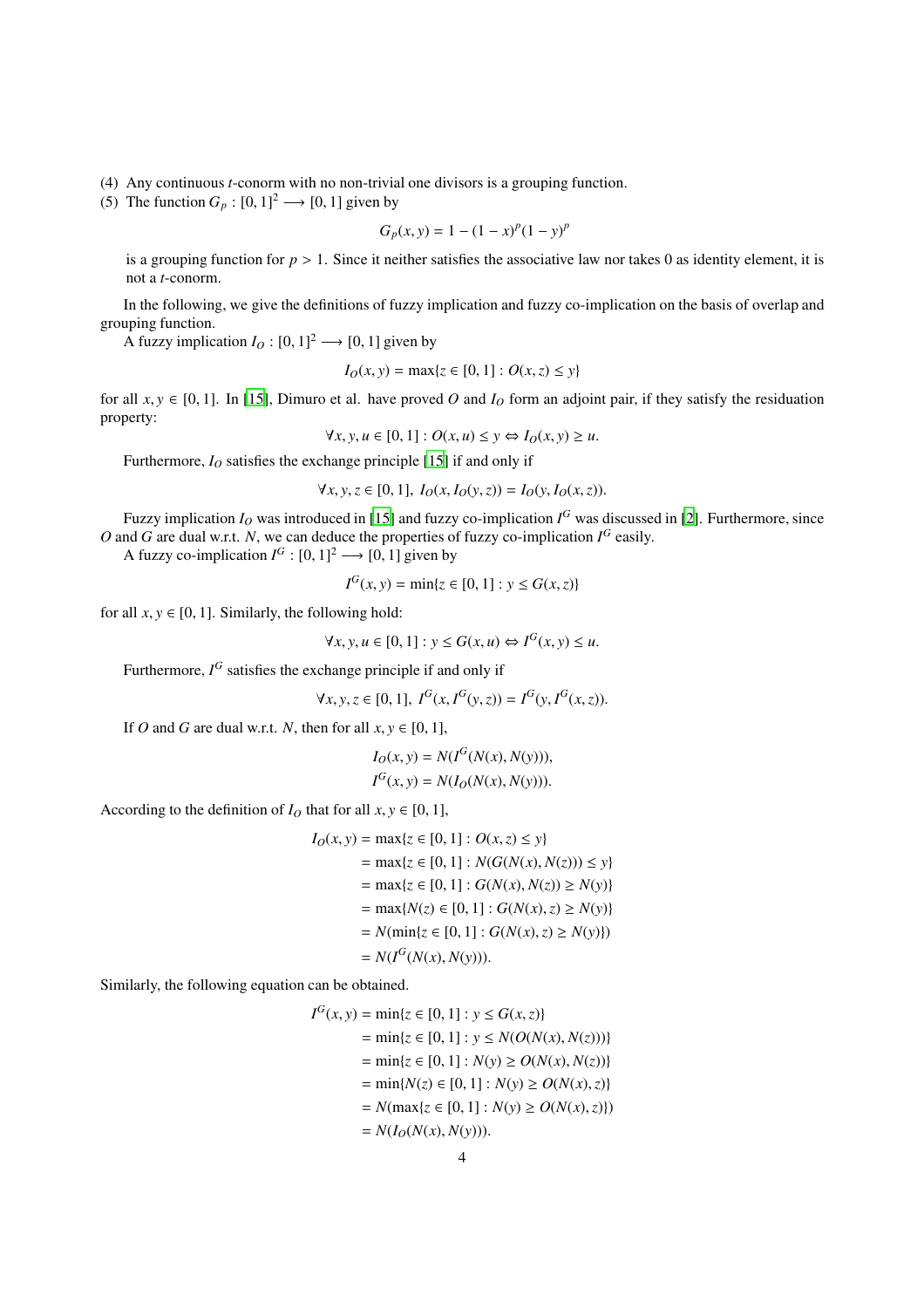(4) Any continuous $t$-conorm with no non-trivial one divisors is a grouping function.

(5) The function $G_p : [0,1]^2 \longrightarrow [0,1]$ given by

$$G_p(x,y) = 1 - (1-x)^p(1-y)^p$$

is a grouping function for $p > 1$. Since it neither satisfies the associative law nor takes 0 as identity element, it is not a $t$-conorm.

In the following, we give the definitions of fuzzy implication and fuzzy co-implication on the basis of overlap and grouping function.

A fuzzy implication $I_O : [0,1]^2 \longrightarrow [0,1]$ given by

$$I_O(x,y) = \max\{z \in [0,1] : O(x,z) \leq y\}$$

for all $x, y \in [0,1]$. In [15], Dimuro et al. have proved $O$ and $I_O$ form an adjoint pair, if they satisfy the residuation property:

$$\forall x, y, u \in [0,1] : O(x,u) \leq y \Leftrightarrow I_O(x,y) \geq u.$$

Furthermore, $I_O$ satisfies the exchange principle [15] if and only if

$$\forall x, y, z \in [0,1],\ I_O(x, I_O(y,z)) = I_O(y, I_O(x,z)).$$

Fuzzy implication $I_O$ was introduced in [15] and fuzzy co-implication $I^G$ was discussed in [2]. Furthermore, since $O$ and $G$ are dual w.r.t. $N$, we can deduce the properties of fuzzy co-implication $I^G$ easily.

A fuzzy co-implication $I^G : [0,1]^2 \longrightarrow [0,1]$ given by

$$I^G(x,y) = \min\{z \in [0,1] : y \leq G(x,z)\}$$

for all $x, y \in [0,1]$. Similarly, the following hold:

$$\forall x, y, u \in [0,1] : y \leq G(x,u) \Leftrightarrow I^G(x,y) \leq u.$$

Furthermore, $I^G$ satisfies the exchange principle if and only if

$$\forall x, y, z \in [0,1],\ I^G(x, I^G(y,z)) = I^G(y, I^G(x,z)).$$

If $O$ and $G$ are dual w.r.t. $N$, then for all $x, y \in [0,1]$,

$$\begin{aligned}
I_O(x,y) &= N(I^G(N(x), N(y))),\\
I^G(x,y) &= N(I_O(N(x), N(y))).
\end{aligned}$$

According to the definition of $I_O$ that for all $x, y \in [0,1]$,

$$\begin{aligned}
I_O(x,y) &= \max\{z \in [0,1] : O(x,z) \leq y\}\\
&= \max\{z \in [0,1] : N(G(N(x), N(z))) \leq y\}\\
&= \max\{z \in [0,1] : G(N(x), N(z)) \geq N(y)\}\\
&= \max\{N(z) \in [0,1] : G(N(x), z) \geq N(y)\}\\
&= N(\min\{z \in [0,1] : G(N(x), z) \geq N(y)\})\\
&= N(I^G(N(x), N(y))).
\end{aligned}$$

Similarly, the following equation can be obtained.

$$\begin{aligned}
I^G(x,y) &= \min\{z \in [0,1] : y \leq G(x,z)\}\\
&= \min\{z \in [0,1] : y \leq N(O(N(x), N(z)))\}\\
&= \min\{z \in [0,1] : N(y) \geq O(N(x), N(z))\}\\
&= \min\{N(z) \in [0,1] : N(y) \geq O(N(x), z)\}\\
&= N(\max\{z \in [0,1] : N(y) \geq O(N(x), z)\})\\
&= N(I_O(N(x), N(y))).
\end{aligned}$$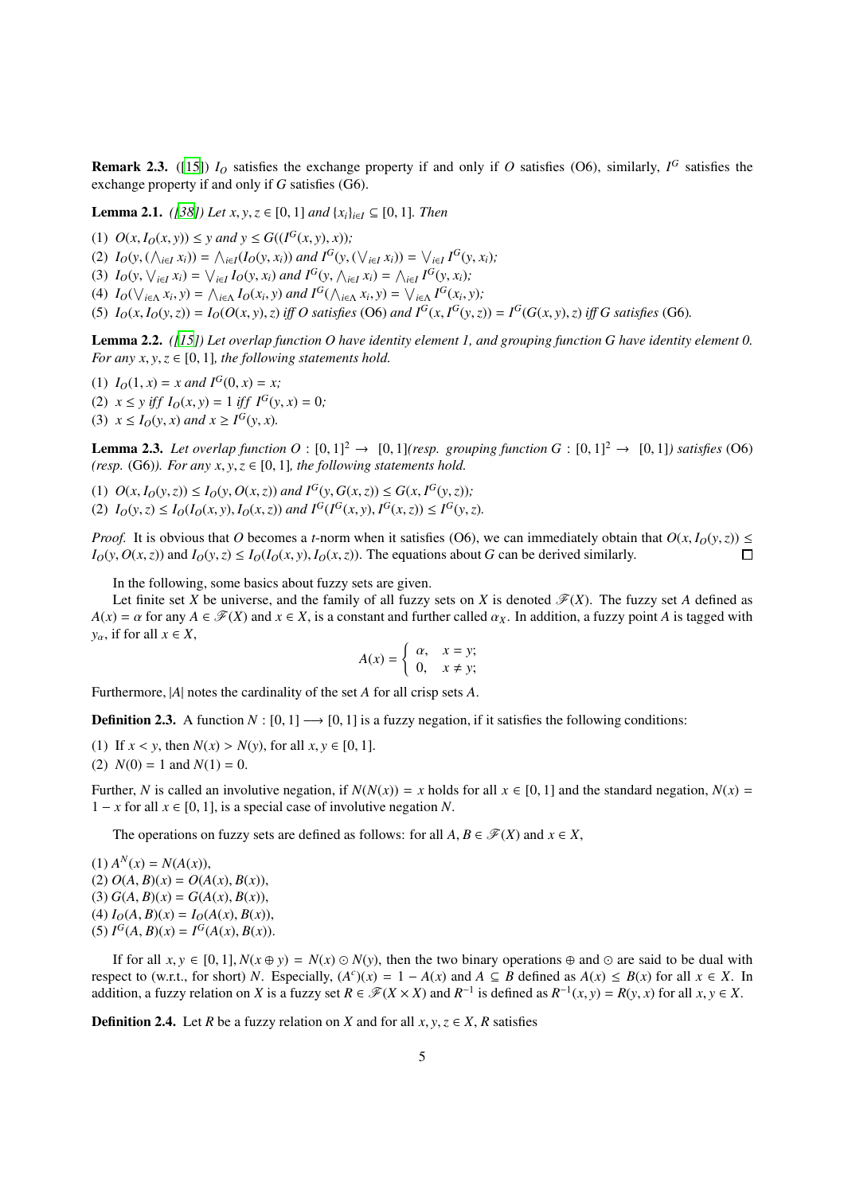**Remark 2.3.** ([15]) $I_O$ satisfies the exchange property if and only if $O$ satisfies (O6), similarly, $I^G$ satisfies the exchange property if and only if $G$ satisfies (G6).

**Lemma 2.1.** *([38]) Let $x, y, z \in [0,1]$ and $\{x_i\}_{i\in I} \subseteq [0,1]$. Then*

(1) $O(x, I_O(x,y)) \leq y$ *and* $y \leq G((I^G(x,y), x))$*;*
(2) $I_O(y, (\bigwedge_{i\in I} x_i)) = \bigwedge_{i\in I}(I_O(y, x_i))$ *and* $I^G(y, (\bigvee_{i\in I} x_i)) = \bigvee_{i\in I} I^G(y, x_i)$*;*
(3) $I_O(y, \bigvee_{i\in I} x_i) = \bigvee_{i\in I} I_O(y, x_i)$ *and* $I^G(y, \bigwedge_{i\in I} x_i) = \bigwedge_{i\in I} I^G(y, x_i)$*;*
(4) $I_O(\bigvee_{i\in\Lambda} x_i, y) = \bigwedge_{i\in\Lambda} I_O(x_i, y)$ *and* $I^G(\bigwedge_{i\in\Lambda} x_i, y) = \bigvee_{i\in\Lambda} I^G(x_i, y)$*;*
(5) $I_O(x, I_O(y,z)) = I_O(O(x,y), z)$ *iff $O$ satisfies* (O6) *and* $I^G(x, I^G(y,z)) = I^G(G(x,y), z)$ *iff $G$ satisfies* (G6)*.*

**Lemma 2.2.** *([15]) Let overlap function $O$ have identity element 1, and grouping function $G$ have identity element 0. For any $x, y, z \in [0,1]$, the following statements hold.*

(1) $I_O(1, x) = x$ *and* $I^G(0, x) = x$*;*
(2) $x \leq y$ *iff* $I_O(x,y) = 1$ *iff* $I^G(y,x) = 0$*;*
(3) $x \leq I_O(y,x)$ *and* $x \geq I^G(y,x)$*.*

**Lemma 2.3.** *Let overlap function $O : [0,1]^2 \to [0,1]$(resp. grouping function $G : [0,1]^2 \to [0,1]$) satisfies* (O6) *(resp.* (G6)*). For any $x, y, z \in [0,1]$, the following statements hold.*

(1) $O(x, I_O(y,z)) \leq I_O(y, O(x,z))$ *and* $I^G(y, G(x,z)) \leq G(x, I^G(y,z))$*;*
(2) $I_O(y,z) \leq I_O(I_O(x,y), I_O(x,z))$ *and* $I^G(I^G(x,y), I^G(x,z)) \leq I^G(y,z)$*.*

*Proof.* It is obvious that $O$ becomes a $t$-norm when it satisfies (O6), we can immediately obtain that $O(x, I_O(y,z)) \leq I_O(y, O(x,z))$ and $I_O(y,z) \leq I_O(I_O(x,y), I_O(x,z))$. The equations about $G$ can be derived similarly. □

In the following, some basics about fuzzy sets are given.

Let finite set $X$ be universe, and the family of all fuzzy sets on $X$ is denoted $\mathscr{F}(X)$. The fuzzy set $A$ defined as $A(x) = \alpha$ for any $A \in \mathscr{F}(X)$ and $x \in X$, is a constant and further called $\alpha_X$. In addition, a fuzzy point $A$ is tagged with $y_\alpha$, if for all $x \in X$,

$$A(x) = \begin{cases} \alpha, & x = y; \\ 0, & x \neq y; \end{cases}$$

Furthermore, $|A|$ notes the cardinality of the set $A$ for all crisp sets $A$.

**Definition 2.3.** A function $N : [0,1] \longrightarrow [0,1]$ is a fuzzy negation, if it satisfies the following conditions:

(1) If $x < y$, then $N(x) > N(y)$, for all $x, y \in [0,1]$.
(2) $N(0) = 1$ and $N(1) = 0$.

Further, $N$ is called an involutive negation, if $N(N(x)) = x$ holds for all $x \in [0,1]$ and the standard negation, $N(x) = 1 - x$ for all $x \in [0,1]$, is a special case of involutive negation $N$.

The operations on fuzzy sets are defined as follows: for all $A, B \in \mathscr{F}(X)$ and $x \in X$,

(1) $A^N(x) = N(A(x))$,
(2) $O(A,B)(x) = O(A(x), B(x))$,
(3) $G(A,B)(x) = G(A(x), B(x))$,
(4) $I_O(A,B)(x) = I_O(A(x), B(x))$,
(5) $I^G(A,B)(x) = I^G(A(x), B(x))$.

If for all $x, y \in [0,1]$, $N(x \oplus y) = N(x) \odot N(y)$, then the two binary operations $\oplus$ and $\odot$ are said to be dual with respect to (w.r.t., for short) $N$. Especially, $(A^c)(x) = 1 - A(x)$ and $A \subseteq B$ defined as $A(x) \leq B(x)$ for all $x \in X$. In addition, a fuzzy relation on $X$ is a fuzzy set $R \in \mathscr{F}(X \times X)$ and $R^{-1}$ is defined as $R^{-1}(x,y) = R(y,x)$ for all $x, y \in X$.

**Definition 2.4.** Let $R$ be a fuzzy relation on $X$ and for all $x, y, z \in X$, $R$ satisfies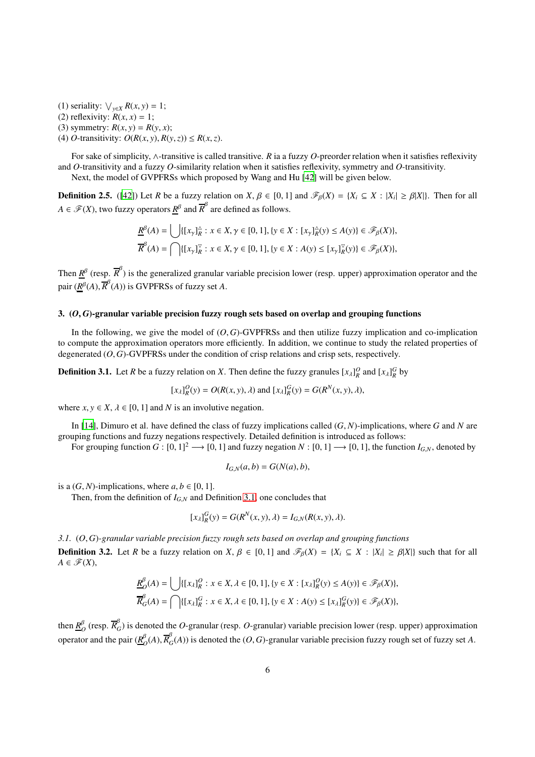(1) seriality: $\bigvee_{y\in X} R(x,y) = 1$;
(2) reflexivity: $R(x,x) = 1$;
(3) symmetry: $R(x,y) = R(y,x)$;
(4) $O$-transitivity: $O(R(x,y), R(y,z)) \leq R(x,z)$.

For sake of simplicity, $\wedge$-transitive is called transitive. $R$ ia a fuzzy $O$-preorder relation when it satisfies reflexivity and $O$-transitivity and a fuzzy $O$-similarity relation when it satisfies reflexivity, symmetry and $O$-transitivity.

Next, the model of GVPFRSs which proposed by Wang and Hu [42] will be given below.

**Definition 2.5.** ([42]) Let $R$ be a fuzzy relation on $X$, $\beta \in [0,1]$ and $\mathscr{F}_\beta(X) = \{X_i \subseteq X : |X_i| \geq \beta|X|\}$. Then for all $A \in \mathscr{F}(X)$, two fuzzy operators $\underline{R}^\beta$ and $\overline{R}^\beta$ are defined as follows.

$$\underline{R}^\beta(A) = \bigcup\{[x_\gamma]_R^\vartriangle : x \in X, \gamma \in [0,1], \{y \in X : [x_\gamma]_R^\vartriangle(y) \leq A(y)\} \in \mathscr{F}_\beta(X)\},$$
$$\overline{R}^\beta(A) = \bigcap\{[x_\gamma]_R^\triangledown : x \in X, \gamma \in [0,1], \{y \in X : A(y) \leq [x_\gamma]_R^\triangledown(y)\} \in \mathscr{F}_\beta(X)\},$$

Then $\underline{R}^\beta$ (resp. $\overline{R}^\beta$) is the generalized granular variable precision lower (resp. upper) approximation operator and the pair $(\underline{R}^\beta(A), \overline{R}^\beta(A))$ is GVPFRSs of fuzzy set $A$.

## 3. $(O,G)$-granular variable precision fuzzy rough sets based on overlap and grouping functions

In the following, we give the model of $(O,G)$-GVPFRSs and then utilize fuzzy implication and co-implication to compute the approximation operators more efficiently. In addition, we continue to study the related properties of degenerated $(O,G)$-GVPFRSs under the condition of crisp relations and crisp sets, respectively.

**Definition 3.1.** Let $R$ be a fuzzy relation on $X$. Then define the fuzzy granules $[x_\lambda]_R^O$ and $[x_\lambda]_R^G$ by

$$[x_\lambda]_R^O(y) = O(R(x,y),\lambda) \text{ and } [x_\lambda]_R^G(y) = G(R^N(x,y),\lambda),$$

where $x, y \in X$, $\lambda \in [0,1]$ and $N$ is an involutive negation.

In [14], Dimuro et al. have defined the class of fuzzy implications called $(G,N)$-implications, where $G$ and $N$ are grouping functions and fuzzy negations respectively. Detailed definition is introduced as follows:

For grouping function $G : [0,1]^2 \longrightarrow [0,1]$ and fuzzy negation $N : [0,1] \longrightarrow [0,1]$, the function $I_{G,N}$, denoted by

$$I_{G,N}(a,b) = G(N(a),b),$$

is a $(G,N)$-implications, where $a, b \in [0,1]$.

Then, from the definition of $I_{G,N}$ and Definition 3.1, one concludes that

$$[x_\lambda]_R^G(y) = G(R^N(x,y),\lambda) = I_{G,N}(R(x,y),\lambda).$$

### 3.1. $(O,G)$-granular variable precision fuzzy rough sets based on overlap and grouping functions

**Definition 3.2.** Let $R$ be a fuzzy relation on $X$, $\beta \in [0,1]$ and $\mathscr{F}_\beta(X) = \{X_i \subseteq X : |X_i| \geq \beta|X|\}$ such that for all $A \in \mathscr{F}(X)$,

$$\underline{R}_O^\beta(A) = \bigcup\{[x_\lambda]_R^O : x \in X, \lambda \in [0,1], \{y \in X : [x_\lambda]_R^O(y) \leq A(y)\} \in \mathscr{F}_\beta(X)\},$$
$$\overline{R}_G^\beta(A) = \bigcap\{[x_\lambda]_R^G : x \in X, \lambda \in [0,1], \{y \in X : A(y) \leq [x_\lambda]_R^G(y)\} \in \mathscr{F}_\beta(X)\},$$

then $\underline{R}_O^\beta$ (resp. $\overline{R}_G^\beta$) is denoted the $O$-granular (resp. $O$-granular) variable precision lower (resp. upper) approximation operator and the pair $(\underline{R}_O^\beta(A), \overline{R}_G^\beta(A))$ is denoted the $(O,G)$-granular variable precision fuzzy rough set of fuzzy set $A$.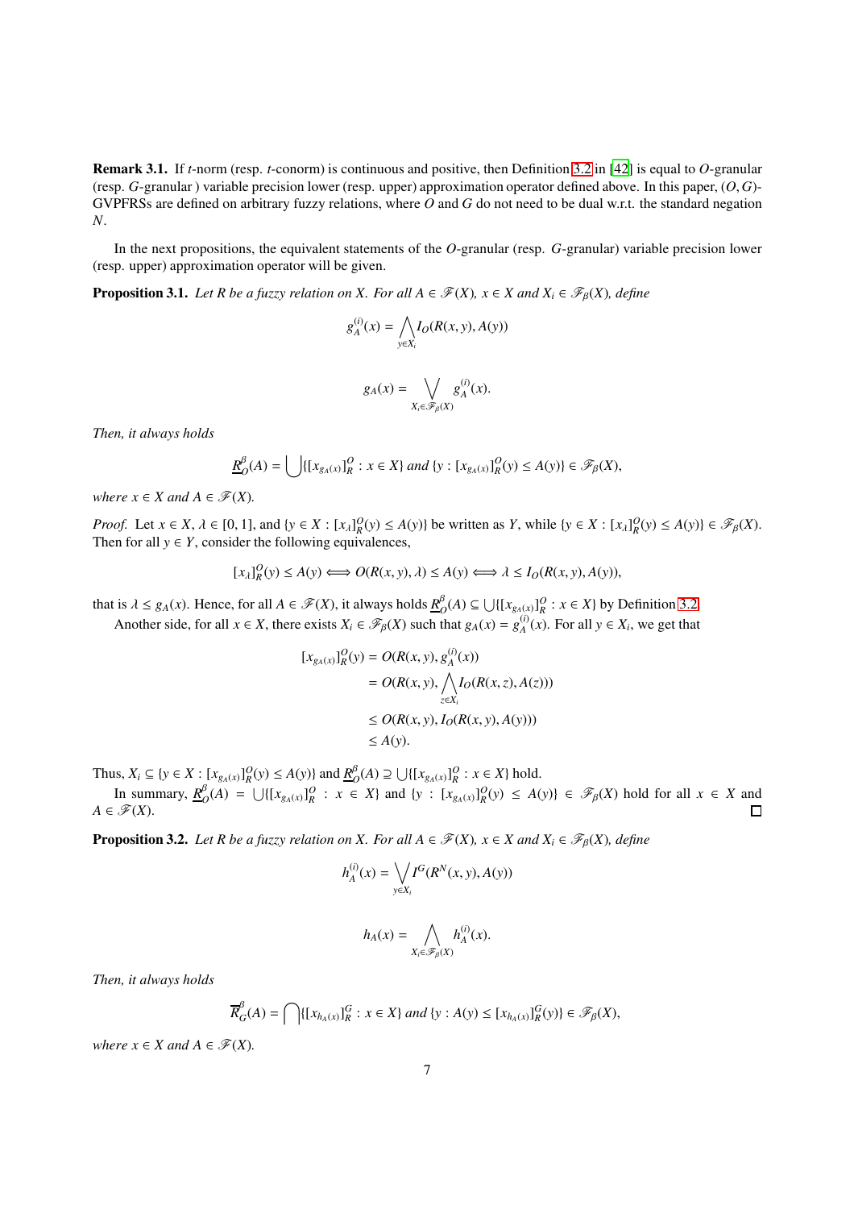**Remark 3.1.** If $t$-norm (resp. $t$-conorm) is continuous and positive, then Definition 3.2 in [42] is equal to $O$-granular (resp. $G$-granular ) variable precision lower (resp. upper) approximation operator defined above. In this paper, $(O, G)$-GVPFRSs are defined on arbitrary fuzzy relations, where $O$ and $G$ do not need to be dual w.r.t. the standard negation $N$.

In the next propositions, the equivalent statements of the $O$-granular (resp. $G$-granular) variable precision lower (resp. upper) approximation operator will be given.

**Proposition 3.1.** *Let $R$ be a fuzzy relation on $X$. For all $A \in \mathscr{F}(X)$, $x \in X$ and $X_i \in \mathscr{F}_\beta(X)$, define*

$$g_A^{(i)}(x) = \bigwedge_{y \in X_i} I_O(R(x, y), A(y))$$

$$g_A(x) = \bigvee_{X_i \in \mathscr{F}_\beta(X)} g_A^{(i)}(x).$$

*Then, it always holds*

$$\underline{R}_O^\beta(A) = \bigcup \{[x_{g_A(x)}]_R^O : x \in X\} \text{ and } \{y : [x_{g_A(x)}]_R^O(y) \leq A(y)\} \in \mathscr{F}_\beta(X),$$

*where $x \in X$ and $A \in \mathscr{F}(X)$.*

*Proof.* Let $x \in X$, $\lambda \in [0, 1]$, and $\{y \in X : [x_\lambda]_R^O(y) \leq A(y)\}$ be written as $Y$, while $\{y \in X : [x_\lambda]_R^O(y) \leq A(y)\} \in \mathscr{F}_\beta(X)$. Then for all $y \in Y$, consider the following equivalences,

$$[x_\lambda]_R^O(y) \leq A(y) \Longleftrightarrow O(R(x, y), \lambda) \leq A(y) \Longleftrightarrow \lambda \leq I_O(R(x, y), A(y)),$$

that is $\lambda \leq g_A(x)$. Hence, for all $A \in \mathscr{F}(X)$, it always holds $\underline{R}_O^\beta(A) \subseteq \bigcup \{[x_{g_A(x)}]_R^O : x \in X\}$ by Definition 3.2.

Another side, for all $x \in X$, there exists $X_i \in \mathscr{F}_\beta(X)$ such that $g_A(x) = g_A^{(i)}(x)$. For all $y \in X_i$, we get that

$$\begin{aligned}
[x_{g_A(x)}]_R^O(y) &= O(R(x, y), g_A^{(i)}(x)) \\
&= O(R(x, y), \bigwedge_{z \in X_i} I_O(R(x, z), A(z))) \\
&\leq O(R(x, y), I_O(R(x, y), A(y))) \\
&\leq A(y).
\end{aligned}$$

Thus, $X_i \subseteq \{y \in X : [x_{g_A(x)}]_R^O(y) \leq A(y)\}$ and $\underline{R}_O^\beta(A) \supseteq \bigcup \{[x_{g_A(x)}]_R^O : x \in X\}$ hold.

In summary, $\underline{R}_O^\beta(A) = \bigcup \{[x_{g_A(x)}]_R^O : x \in X\}$ and $\{y : [x_{g_A(x)}]_R^O(y) \leq A(y)\} \in \mathscr{F}_\beta(X)$ hold for all $x \in X$ and $A \in \mathscr{F}(X)$. $\square$

**Proposition 3.2.** *Let $R$ be a fuzzy relation on $X$. For all $A \in \mathscr{F}(X)$, $x \in X$ and $X_i \in \mathscr{F}_\beta(X)$, define*

$$h_A^{(i)}(x) = \bigvee_{y \in X_i} I^G(R^N(x, y), A(y))$$

$$h_A(x) = \bigwedge_{X_i \in \mathscr{F}_\beta(X)} h_A^{(i)}(x).$$

*Then, it always holds*

$$\overline{R}_G^\beta(A) = \bigcap \{[x_{h_A(x)}]_R^G : x \in X\} \text{ and } \{y : A(y) \leq [x_{h_A(x)}]_R^G(y)\} \in \mathscr{F}_\beta(X),$$

*where $x \in X$ and $A \in \mathscr{F}(X)$.*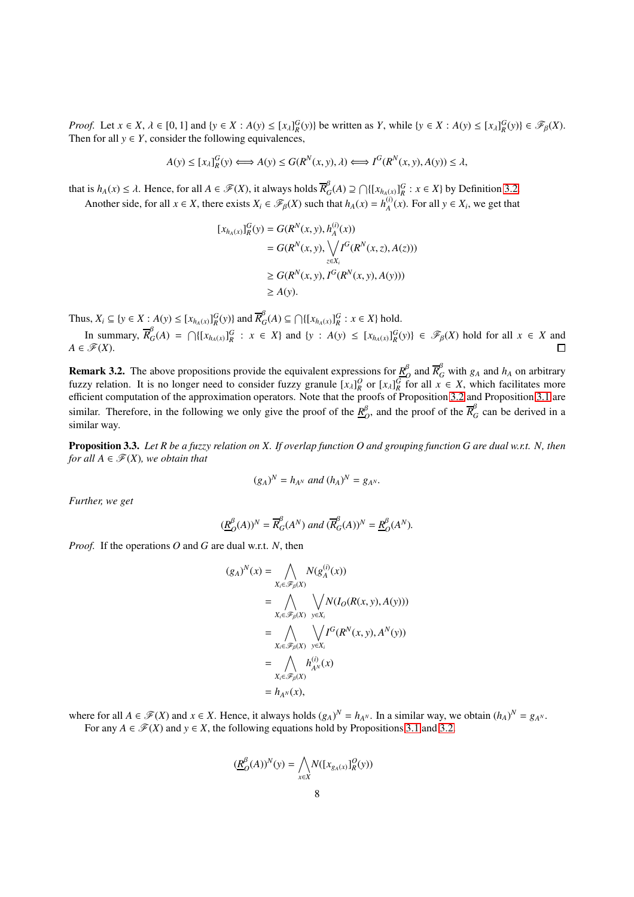*Proof.* Let $x \in X$, $\lambda \in [0,1]$ and $\{y \in X : A(y) \leq [x_\lambda]^G_R(y)\}$ be written as $Y$, while $\{y \in X : A(y) \leq [x_\lambda]^G_R(y)\} \in \mathscr{F}_\beta(X)$. Then for all $y \in Y$, consider the following equivalences,

$$A(y) \leq [x_\lambda]^G_R(y) \Longleftrightarrow A(y) \leq G(R^N(x,y),\lambda) \Longleftrightarrow I^G(R^N(x,y),A(y)) \leq \lambda,$$

that is $h_A(x) \leq \lambda$. Hence, for all $A \in \mathscr{F}(X)$, it always holds $\overline{R}^\beta_G(A) \supseteq \bigcap\{[x_{h_A(x)}]^G_R : x \in X\}$ by Definition 3.2.

Another side, for all $x \in X$, there exists $X_i \in \mathscr{F}_\beta(X)$ such that $h_A(x) = h^{(i)}_A(x)$. For all $y \in X_i$, we get that

$$\begin{aligned}
[x_{h_A(x)}]^G_R(y) &= G(R^N(x,y), h^{(i)}_A(x)) \\
&= G(R^N(x,y), \bigvee_{z \in X_i} I^G(R^N(x,z),A(z))) \\
&\geq G(R^N(x,y), I^G(R^N(x,y),A(y))) \\
&\geq A(y).
\end{aligned}$$

Thus, $X_i \subseteq \{y \in X : A(y) \leq [x_{h_A(x)}]^G_R(y)\}$ and $\overline{R}^\beta_G(A) \subseteq \bigcap\{[x_{h_A(x)}]^G_R : x \in X\}$ hold.

In summary, $\overline{R}^\beta_G(A) = \bigcap\{[x_{h_A(x)}]^G_R : x \in X\}$ and $\{y : A(y) \leq [x_{h_A(x)}]^G_R(y)\} \in \mathscr{F}_\beta(X)$ hold for all $x \in X$ and $A \in \mathscr{F}(X)$. □

**Remark 3.2.** The above propositions provide the equivalent expressions for $\underline{R}^\beta_O$ and $\overline{R}^\beta_G$ with $g_A$ and $h_A$ on arbitrary fuzzy relation. It is no longer need to consider fuzzy granule $[x_\lambda]^O_R$ or $[x_\lambda]^G_R$ for all $x \in X$, which facilitates more efficient computation of the approximation operators. Note that the proofs of Proposition 3.2 and Proposition 3.1 are similar. Therefore, in the following we only give the proof of the $\underline{R}^\beta_O$, and the proof of the $\overline{R}^\beta_G$ can be derived in a similar way.

**Proposition 3.3.** *Let $R$ be a fuzzy relation on $X$. If overlap function $O$ and grouping function $G$ are dual w.r.t. $N$, then for all $A \in \mathscr{F}(X)$, we obtain that*

$$(g_A)^N = h_{A^N} \text{ and } (h_A)^N = g_{A^N}.$$

*Further, we get*

$$(\underline{R}^\beta_O(A))^N = \overline{R}^\beta_G(A^N) \text{ and } (\overline{R}^\beta_G(A))^N = \underline{R}^\beta_O(A^N).$$

*Proof.* If the operations $O$ and $G$ are dual w.r.t. $N$, then

$$\begin{aligned}
(g_A)^N(x) &= \bigwedge_{X_i \in \mathscr{F}_\beta(X)} N(g^{(i)}_A(x)) \\
&= \bigwedge_{X_i \in \mathscr{F}_\beta(X)} \bigvee_{y \in X_i} N(I_O(R(x,y),A(y))) \\
&= \bigwedge_{X_i \in \mathscr{F}_\beta(X)} \bigvee_{y \in X_i} I^G(R^N(x,y),A^N(y)) \\
&= \bigwedge_{X_i \in \mathscr{F}_\beta(X)} h^{(i)}_{A^N}(x) \\
&= h_{A^N}(x),
\end{aligned}$$

where for all $A \in \mathscr{F}(X)$ and $x \in X$. Hence, it always holds $(g_A)^N = h_{A^N}$. In a similar way, we obtain $(h_A)^N = g_{A^N}$.

For any $A \in \mathscr{F}(X)$ and $y \in X$, the following equations hold by Propositions 3.1 and 3.2.

$$(\underline{R}^\beta_O(A))^N(y) = \bigwedge_{x \in X} N([x_{g_A(x)}]^O_R(y))$$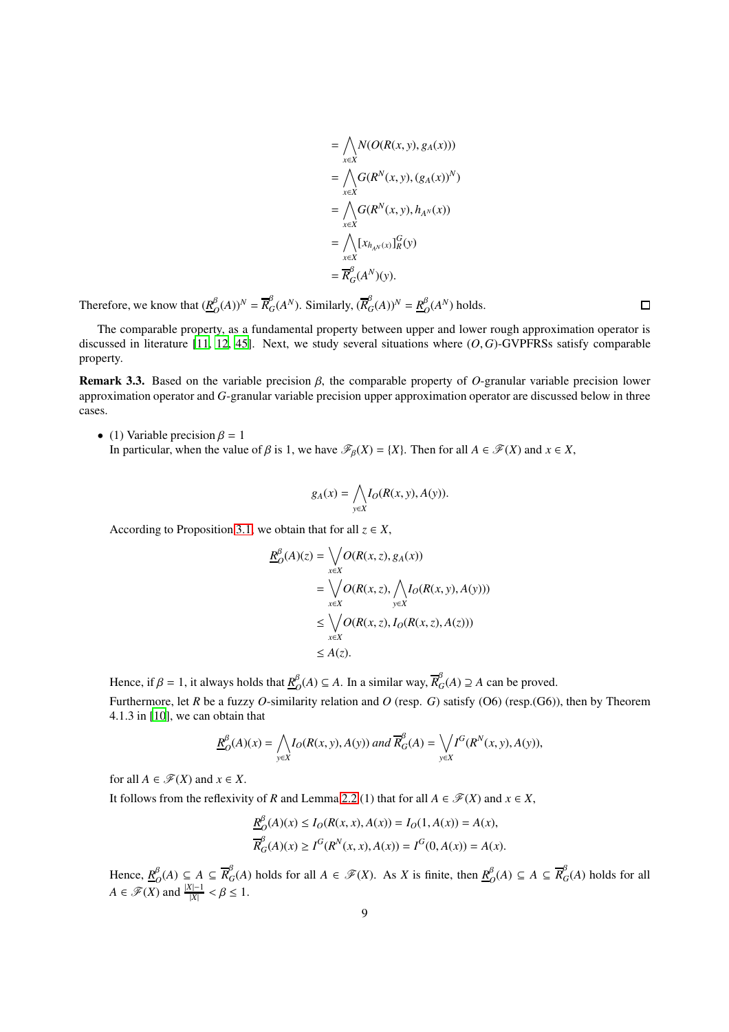$$
\begin{aligned}
&= \bigwedge_{x\in X} N(O(R(x,y), g_A(x))) \\
&= \bigwedge_{x\in X} G(R^N(x,y), (g_A(x))^N) \\
&= \bigwedge_{x\in X} G(R^N(x,y), h_{A^N}(x)) \\
&= \bigwedge_{x\in X} [x_{h_{A^N}(x)}]^G_R(y) \\
&= \overline{R}^{\beta}_G(A^N)(y).
\end{aligned}
$$

Therefore, we know that $(\underline{R}^{\beta}_O(A))^N = \overline{R}^{\beta}_G(A^N)$. Similarly, $(\overline{R}^{\beta}_G(A))^N = \underline{R}^{\beta}_O(A^N)$ holds. □

The comparable property, as a fundamental property between upper and lower rough approximation operator is discussed in literature [11, 12, 45]. Next, we study several situations where $(O, G)$-GVPFRSs satisfy comparable property.

**Remark 3.3.** Based on the variable precision $\beta$, the comparable property of $O$-granular variable precision lower approximation operator and $G$-granular variable precision upper approximation operator are discussed below in three cases.

- (1) Variable precision $\beta = 1$

  In particular, when the value of $\beta$ is 1, we have $\mathscr{F}_{\beta}(X) = \{X\}$. Then for all $A \in \mathscr{F}(X)$ and $x \in X$,

  $$g_A(x) = \bigwedge_{y\in X} I_O(R(x,y), A(y)).$$

  According to Proposition 3.1, we obtain that for all $z \in X$,

  $$
  \begin{aligned}
  \underline{R}^{\beta}_O(A)(z) &= \bigvee_{x\in X} O(R(x,z), g_A(x)) \\
  &= \bigvee_{x\in X} O(R(x,z), \bigwedge_{y\in X} I_O(R(x,y), A(y))) \\
  &\leq \bigvee_{x\in X} O(R(x,z), I_O(R(x,z), A(z))) \\
  &\leq A(z).
  \end{aligned}
  $$

  Hence, if $\beta = 1$, it always holds that $\underline{R}^{\beta}_O(A) \subseteq A$. In a similar way, $\overline{R}^{\beta}_G(A) \supseteq A$ can be proved.

  Furthermore, let $R$ be a fuzzy $O$-similarity relation and $O$ (resp. $G$) satisfy (O6) (resp.(G6)), then by Theorem 4.1.3 in [10], we can obtain that

  $$\underline{R}^{\beta}_O(A)(x) = \bigwedge_{y\in X} I_O(R(x,y), A(y)) \text{ and } \overline{R}^{\beta}_G(A) = \bigvee_{y\in X} I^G(R^N(x,y), A(y)),$$

  for all $A \in \mathscr{F}(X)$ and $x \in X$.

  It follows from the reflexivity of $R$ and Lemma 2.2 (1) that for all $A \in \mathscr{F}(X)$ and $x \in X$,

  $$
  \begin{aligned}
  \underline{R}^{\beta}_O(A)(x) &\leq I_O(R(x,x), A(x)) = I_O(1, A(x)) = A(x), \\
  \overline{R}^{\beta}_G(A)(x) &\geq I^G(R^N(x,x), A(x)) = I^G(0, A(x)) = A(x).
  \end{aligned}
  $$

  Hence, $\underline{R}^{\beta}_O(A) \subseteq A \subseteq \overline{R}^{\beta}_G(A)$ holds for all $A \in \mathscr{F}(X)$. As $X$ is finite, then $\underline{R}^{\beta}_O(A) \subseteq A \subseteq \overline{R}^{\beta}_G(A)$ holds for all $A \in \mathscr{F}(X)$ and $\frac{|X|-1}{|X|} < \beta \leq 1$.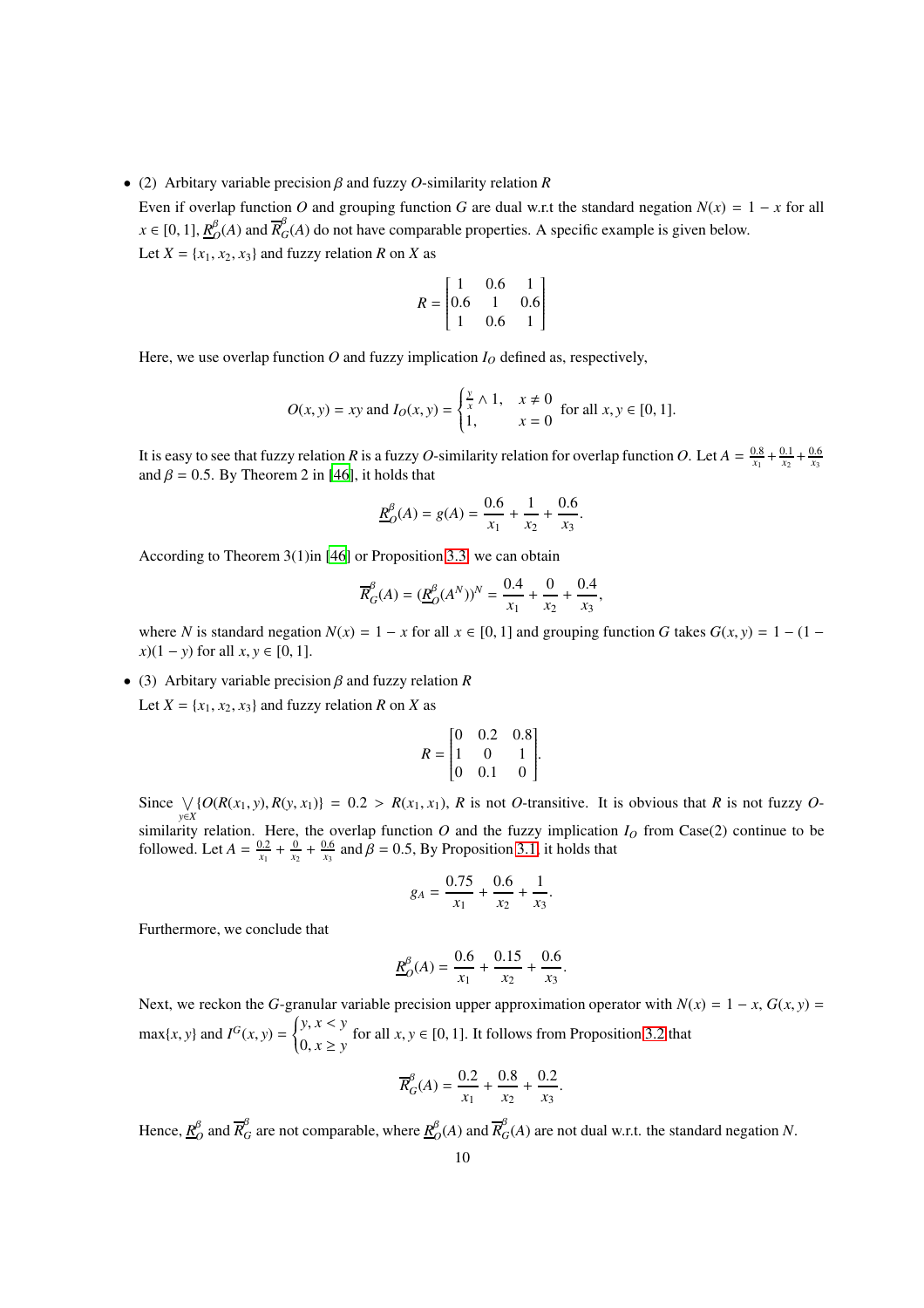- (2) Arbitary variable precision $\beta$ and fuzzy $O$-similarity relation $R$

  Even if overlap function $O$ and grouping function $G$ are dual w.r.t the standard negation $N(x) = 1 - x$ for all $x \in [0,1]$, $\underline{R}^{\beta}_{O}(A)$ and $\overline{R}^{\beta}_{G}(A)$ do not have comparable properties. A specific example is given below.

  Let $X = \{x_1, x_2, x_3\}$ and fuzzy relation $R$ on $X$ as

$$R = \begin{bmatrix} 1 & 0.6 & 1 \\ 0.6 & 1 & 0.6 \\ 1 & 0.6 & 1 \end{bmatrix}$$

  Here, we use overlap function $O$ and fuzzy implication $I_O$ defined as, respectively,

$$O(x,y) = xy \text{ and } I_O(x,y) = \begin{cases} \frac{y}{x} \wedge 1, & x \neq 0 \\ 1, & x = 0 \end{cases} \text{ for all } x, y \in [0,1].$$

  It is easy to see that fuzzy relation $R$ is a fuzzy $O$-similarity relation for overlap function $O$. Let $A = \frac{0.8}{x_1} + \frac{0.1}{x_2} + \frac{0.6}{x_3}$ and $\beta = 0.5$. By Theorem 2 in [46], it holds that

$$\underline{R}^{\beta}_{O}(A) = g(A) = \frac{0.6}{x_1} + \frac{1}{x_2} + \frac{0.6}{x_3}.$$

  According to Theorem 3(1)in [46] or Proposition 3.3, we can obtain

$$\overline{R}^{\beta}_{G}(A) = (\underline{R}^{\beta}_{O}(A^N))^N = \frac{0.4}{x_1} + \frac{0}{x_2} + \frac{0.4}{x_3},$$

  where $N$ is standard negation $N(x) = 1 - x$ for all $x \in [0,1]$ and grouping function $G$ takes $G(x,y) = 1 - (1 - x)(1 - y)$ for all $x, y \in [0,1]$.

- (3) Arbitary variable precision $\beta$ and fuzzy relation $R$

  Let $X = \{x_1, x_2, x_3\}$ and fuzzy relation $R$ on $X$ as

$$R = \begin{bmatrix} 0 & 0.2 & 0.8 \\ 1 & 0 & 1 \\ 0 & 0.1 & 0 \end{bmatrix}.$$

  Since $\bigvee_{y \in X}\{O(R(x_1, y), R(y, x_1)\} = 0.2 > R(x_1, x_1)$, $R$ is not $O$-transitive. It is obvious that $R$ is not fuzzy $O$-similarity relation. Here, the overlap function $O$ and the fuzzy implication $I_O$ from Case(2) continue to be followed. Let $A = \frac{0.2}{x_1} + \frac{0}{x_2} + \frac{0.6}{x_3}$ and $\beta = 0.5$, By Proposition 3.1, it holds that

$$g_A = \frac{0.75}{x_1} + \frac{0.6}{x_2} + \frac{1}{x_3}.$$

  Furthermore, we conclude that

$$\underline{R}^{\beta}_{O}(A) = \frac{0.6}{x_1} + \frac{0.15}{x_2} + \frac{0.6}{x_3}.$$

  Next, we reckon the $G$-granular variable precision upper approximation operator with $N(x) = 1 - x$, $G(x,y) = \max\{x,y\}$ and $I^G(x,y) = \begin{cases} y, x < y \\ 0, x \geq y \end{cases}$ for all $x, y \in [0,1]$. It follows from Proposition 3.2 that

$$\overline{R}^{\beta}_{G}(A) = \frac{0.2}{x_1} + \frac{0.8}{x_2} + \frac{0.2}{x_3}.$$

  Hence, $\underline{R}^{\beta}_{O}$ and $\overline{R}^{\beta}_{G}$ are not comparable, where $\underline{R}^{\beta}_{O}(A)$ and $\overline{R}^{\beta}_{G}(A)$ are not dual w.r.t. the standard negation $N$.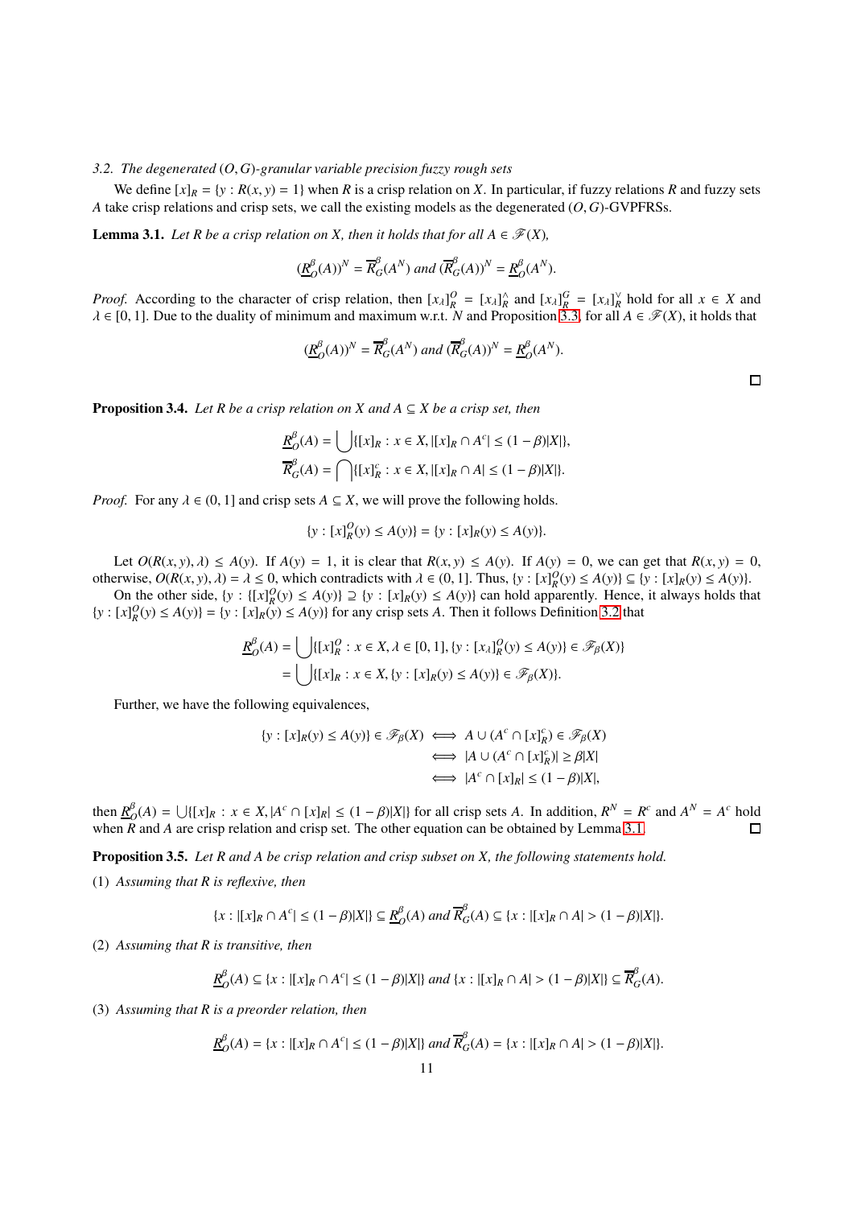*3.2. The degenerated $(O,G)$-granular variable precision fuzzy rough sets*

We define $[x]_R = \{y : R(x,y) = 1\}$ when $R$ is a crisp relation on $X$. In particular, if fuzzy relations $R$ and fuzzy sets $A$ take crisp relations and crisp sets, we call the existing models as the degenerated $(O,G)$-GVPFRSs.

**Lemma 3.1.** *Let $R$ be a crisp relation on $X$, then it holds that for all $A \in \mathscr{F}(X)$,*

$$(\underline{R}^{\beta}_{G}(A))^N = \overline{R}^{\beta}_{G}(A^N) \text{ and } (\overline{R}^{\beta}_{G}(A))^N = \underline{R}^{\beta}_{O}(A^N).$$

*Proof.* According to the character of crisp relation, then $[x_\lambda]^O_R = [x_\lambda]^\wedge_R$ and $[x_\lambda]^G_R = [x_\lambda]^\vee_R$ hold for all $x \in X$ and $\lambda \in [0,1]$. Due to the duality of minimum and maximum w.r.t. $N$ and Proposition 3.3, for all $A \in \mathscr{F}(X)$, it holds that

$$(\underline{R}^{\beta}_{O}(A))^N = \overline{R}^{\beta}_{G}(A^N) \text{ and } (\overline{R}^{\beta}_{G}(A))^N = \underline{R}^{\beta}_{O}(A^N).$$

□

**Proposition 3.4.** *Let $R$ be a crisp relation on $X$ and $A \subseteq X$ be a crisp set, then*

$$\underline{R}^{\beta}_{O}(A) = \bigcup\{[x]_R : x \in X, |[x]_R \cap A^c| \le (1-\beta)|X|\},$$
$$\overline{R}^{\beta}_{G}(A) = \bigcap\{[x]^c_R : x \in X, |[x]_R \cap A| \le (1-\beta)|X|\}.$$

*Proof.* For any $\lambda \in (0,1]$ and crisp sets $A \subseteq X$, we will prove the following holds.

$$\{y : [x]^O_R(y) \le A(y)\} = \{y : [x]_R(y) \le A(y)\}.$$

Let $O(R(x,y),\lambda) \le A(y)$. If $A(y) = 1$, it is clear that $R(x,y) \le A(y)$. If $A(y) = 0$, we can get that $R(x,y) = 0$, otherwise, $O(R(x,y),\lambda) = \lambda \le 0$, which contradicts with $\lambda \in (0,1]$. Thus, $\{y : [x]^O_R(y) \le A(y)\} \subseteq \{y : [x]_R(y) \le A(y)\}$.

On the other side, $\{y : \{[x]^O_R(y) \le A(y)\} \supseteq \{y : [x]_R(y) \le A(y)\}$ can hold apparently. Hence, it always holds that $\{y : [x]^O_R(y) \le A(y)\} = \{y : [x]_R(y) \le A(y)\}$ for any crisp sets $A$. Then it follows Definition 3.2 that

$$\begin{aligned}\underline{R}^{\beta}_{O}(A) &= \bigcup\{[x]^O_R : x \in X, \lambda \in [0,1], \{y : [x_\lambda]^O_R(y) \le A(y)\} \in \mathscr{F}_\beta(X)\} \\ &= \bigcup\{[x]_R : x \in X, \{y : [x]_R(y) \le A(y)\} \in \mathscr{F}_\beta(X)\}.\end{aligned}$$

Further, we have the following equivalences,

$$\begin{aligned}\{y : [x]_R(y) \le A(y)\} \in \mathscr{F}_\beta(X) &\iff A \cup (A^c \cap [x]^c_R) \in \mathscr{F}_\beta(X) \\ &\iff |A \cup (A^c \cap [x]^c_R)| \ge \beta|X| \\ &\iff |A^c \cap [x]_R| \le (1-\beta)|X|,\end{aligned}$$

then $\underline{R}^{\beta}_{O}(A) = \bigcup\{[x]_R : x \in X, |A^c \cap [x]_R| \le (1-\beta)|X|\}$ for all crisp sets $A$. In addition, $R^N = R^c$ and $A^N = A^c$ hold when $R$ and $A$ are crisp relation and crisp set. The other equation can be obtained by Lemma 3.1. □

**Proposition 3.5.** *Let $R$ and $A$ be crisp relation and crisp subset on $X$, the following statements hold.*

(1) *Assuming that $R$ is reflexive, then*

$$\{x : |[x]_R \cap A^c| \le (1-\beta)|X|\} \subseteq \underline{R}^{\beta}_{O}(A) \text{ and } \overline{R}^{\beta}_{G}(A) \subseteq \{x : |[x]_R \cap A| > (1-\beta)|X|\}.$$

(2) *Assuming that $R$ is transitive, then*

$$\underline{R}^{\beta}_{O}(A) \subseteq \{x : |[x]_R \cap A^c| \le (1-\beta)|X|\} \text{ and } \{x : |[x]_R \cap A| > (1-\beta)|X|\} \subseteq \overline{R}^{\beta}_{G}(A).$$

(3) *Assuming that $R$ is a preorder relation, then*

$$\underline{R}^{\beta}_{O}(A) = \{x : |[x]_R \cap A^c| \le (1-\beta)|X|\} \text{ and } \overline{R}^{\beta}_{G}(A) = \{x : |[x]_R \cap A| > (1-\beta)|X|\}.$$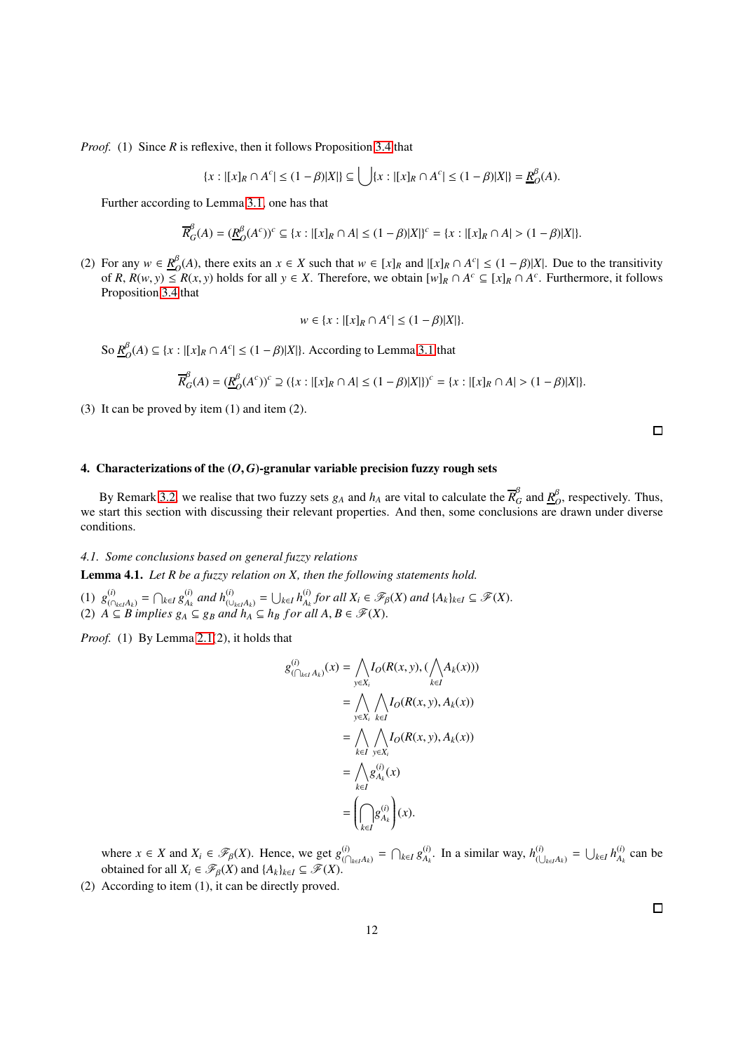*Proof.* (1) Since $R$ is reflexive, then it follows Proposition 3.4 that

$$\{x : |[x]_R \cap A^c| \leq (1-\beta)|X|\} \subseteq \bigcup \{x : |[x]_R \cap A^c| \leq (1-\beta)|X|\} = \underline{R}^{\beta}_{O}(A).$$

Further according to Lemma 3.1, one has that

$$\overline{R}^{\beta}_{G}(A) = (\underline{R}^{\beta}_{O}(A^c))^c \subseteq \{x : |[x]_R \cap A| \leq (1-\beta)|X|\}^c = \{x : |[x]_R \cap A| > (1-\beta)|X|\}.$$

(2) For any $w \in \underline{R}^{\beta}_{O}(A)$, there exits an $x \in X$ such that $w \in [x]_R$ and $|[x]_R \cap A^c| \leq (1-\beta)|X|$. Due to the transitivity of $R$, $R(w,y) \leq R(x,y)$ holds for all $y \in X$. Therefore, we obtain $[w]_R \cap A^c \subseteq [x]_R \cap A^c$. Furthermore, it follows Proposition 3.4 that

$$w \in \{x : |[x]_R \cap A^c| \leq (1-\beta)|X|\}.$$

So $\underline{R}^{\beta}_{O}(A) \subseteq \{x : |[x]_R \cap A^c| \leq (1-\beta)|X|\}$. According to Lemma 3.1 that

$$\overline{R}^{\beta}_{G}(A) = (\underline{R}^{\beta}_{O}(A^c))^c \supseteq (\{x : |[x]_R \cap A| \leq (1-\beta)|X|\})^c = \{x : |[x]_R \cap A| > (1-\beta)|X|\}.$$

(3) It can be proved by item (1) and item (2).

□

## 4. Characterizations of the $(O, G)$-granular variable precision fuzzy rough sets

By Remark 3.2, we realise that two fuzzy sets $g_A$ and $h_A$ are vital to calculate the $\overline{R}^{\beta}_{G}$ and $\underline{R}^{\beta}_{O}$, respectively. Thus, we start this section with discussing their relevant properties. And then, some conclusions are drawn under diverse conditions.

### 4.1. Some conclusions based on general fuzzy relations

**Lemma 4.1.** *Let $R$ be a fuzzy relation on $X$, then the following statements hold.*

(1) $g^{(i)}_{(\bigcap_{k\in I} A_k)} = \bigcap_{k\in I} g^{(i)}_{A_k}$ *and* $h^{(i)}_{(\bigcup_{k\in I} A_k)} = \bigcup_{k\in I} h^{(i)}_{A_k}$ *for all* $X_i \in \mathscr{F}_{\beta}(X)$ *and* $\{A_k\}_{k\in I} \subseteq \mathscr{F}(X)$.
(2) $A \subseteq B$ *implies* $g_A \subseteq g_B$ *and* $h_A \subseteq h_B$ *for all* $A, B \in \mathscr{F}(X)$.

*Proof.* (1) By Lemma 2.1(2), it holds that

$$\begin{aligned}
g^{(i)}_{(\bigcap_{k\in I} A_k)}(x) &= \bigwedge_{y\in X_i} I_O(R(x,y), (\bigwedge_{k\in I} A_k(x))) \\
&= \bigwedge_{y\in X_i} \bigwedge_{k\in I} I_O(R(x,y), A_k(x)) \\
&= \bigwedge_{k\in I} \bigwedge_{y\in X_i} I_O(R(x,y), A_k(x)) \\
&= \bigwedge_{k\in I} g^{(i)}_{A_k}(x) \\
&= \left(\bigcap_{k\in I} g^{(i)}_{A_k}\right)(x).
\end{aligned}$$

where $x \in X$ and $X_i \in \mathscr{F}_{\beta}(X)$. Hence, we get $g^{(i)}_{(\bigcap_{k\in I} A_k)} = \bigcap_{k\in I} g^{(i)}_{A_k}$. In a similar way, $h^{(i)}_{(\bigcup_{k\in I} A_k)} = \bigcup_{k\in I} h^{(i)}_{A_k}$ can be obtained for all $X_i \in \mathscr{F}_{\beta}(X)$ and $\{A_k\}_{k\in I} \subseteq \mathscr{F}(X)$.

(2) According to item (1), it can be directly proved.

□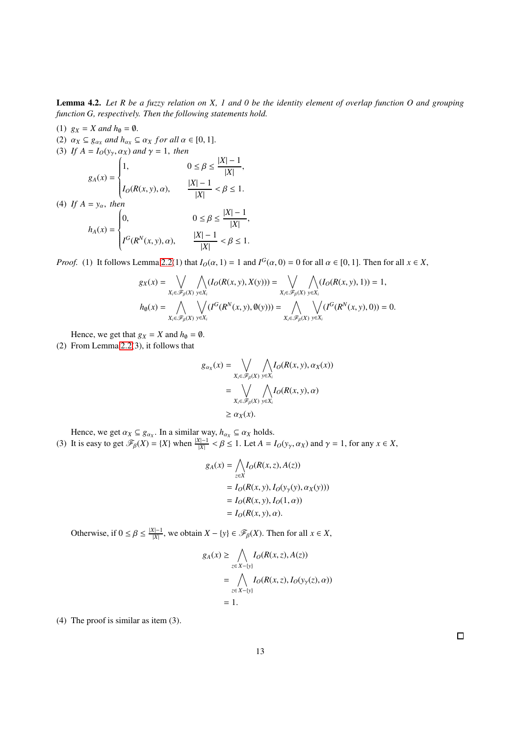**Lemma 4.2.** *Let R be a fuzzy relation on X, 1 and 0 be the identity element of overlap function O and grouping function G, respectively. Then the following statements hold.*

(1) $g_X = X$ *and* $h_\emptyset = \emptyset$.

(2) $\alpha_X \subseteq g_{\alpha_X}$ *and* $h_{\alpha_X} \subseteq \alpha_X$ *for all* $\alpha \in [0,1]$.

(3) *If* $A = I_O(y_\gamma, \alpha_X)$ *and* $\gamma = 1$, *then*

$$g_A(x) = \begin{cases} 1, & 0 \leq \beta \leq \dfrac{|X|-1}{|X|}, \\ I_O(R(x,y), \alpha), & \dfrac{|X|-1}{|X|} < \beta \leq 1. \end{cases}$$

(4) *If* $A = y_\alpha$, *then*

$$h_A(x) = \begin{cases} 0, & 0 \leq \beta \leq \dfrac{|X|-1}{|X|}, \\ I^G(R^N(x,y), \alpha), & \dfrac{|X|-1}{|X|} < \beta \leq 1. \end{cases}$$

*Proof.* (1) It follows Lemma 2.2(1) that $I_O(\alpha, 1) = 1$ and $I^G(\alpha, 0) = 0$ for all $\alpha \in [0,1]$. Then for all $x \in X$,

$$g_X(x) = \bigvee_{X_i \in \mathscr{F}_\beta(X)} \bigwedge_{y \in X_i} (I_O(R(x,y), X(y))) = \bigvee_{X_i \in \mathscr{F}_\beta(X)} \bigwedge_{y \in X_i} (I_O(R(x,y), 1)) = 1,$$

$$h_\emptyset(x) = \bigwedge_{X_i \in \mathscr{F}_\beta(X)} \bigvee_{y \in X_i} (I^G(R^N(x,y), \emptyset(y))) = \bigwedge_{X_i \in \mathscr{F}_\beta(X)} \bigvee_{y \in X_i} (I^G(R^N(x,y), 0)) = 0.$$

Hence, we get that $g_X = X$ and $h_\emptyset = \emptyset$.

(2) From Lemma 2.2(3), it follows that

$$\begin{aligned} g_{\alpha_X}(x) &= \bigvee_{X_i \in \mathscr{F}_\beta(X)} \bigwedge_{y \in X_i} I_O(R(x,y), \alpha_X(x)) \\ &= \bigvee_{X_i \in \mathscr{F}_\beta(X)} \bigwedge_{y \in X_i} I_O(R(x,y), \alpha) \\ &\geq \alpha_X(x). \end{aligned}$$

Hence, we get $\alpha_X \subseteq g_{\alpha_X}$. In a similar way, $h_{\alpha_X} \subseteq \alpha_X$ holds.

(3) It is easy to get $\mathscr{F}_\beta(X) = \{X\}$ when $\frac{|X|-1}{|X|} < \beta \leq 1$. Let $A = I_O(y_\gamma, \alpha_X)$ and $\gamma = 1$, for any $x \in X$,

$$\begin{aligned} g_A(x) &= \bigwedge_{z \in X} I_O(R(x,z), A(z)) \\ &= I_O(R(x,y), I_O(y_\gamma(y), \alpha_X(y))) \\ &= I_O(R(x,y), I_O(1, \alpha)) \\ &= I_O(R(x,y), \alpha). \end{aligned}$$

Otherwise, if $0 \leq \beta \leq \frac{|X|-1}{|X|}$, we obtain $X - \{y\} \in \mathscr{F}_\beta(X)$. Then for all $x \in X$,

$$\begin{aligned} g_A(x) &\geq \bigwedge_{z \in X - \{y\}} I_O(R(x,z), A(z)) \\ &= \bigwedge_{z \in X - \{y\}} I_O(R(x,z), I_O(y_\gamma(z), \alpha)) \\ &= 1. \end{aligned}$$

(4) The proof is similar as item (3).

$\square$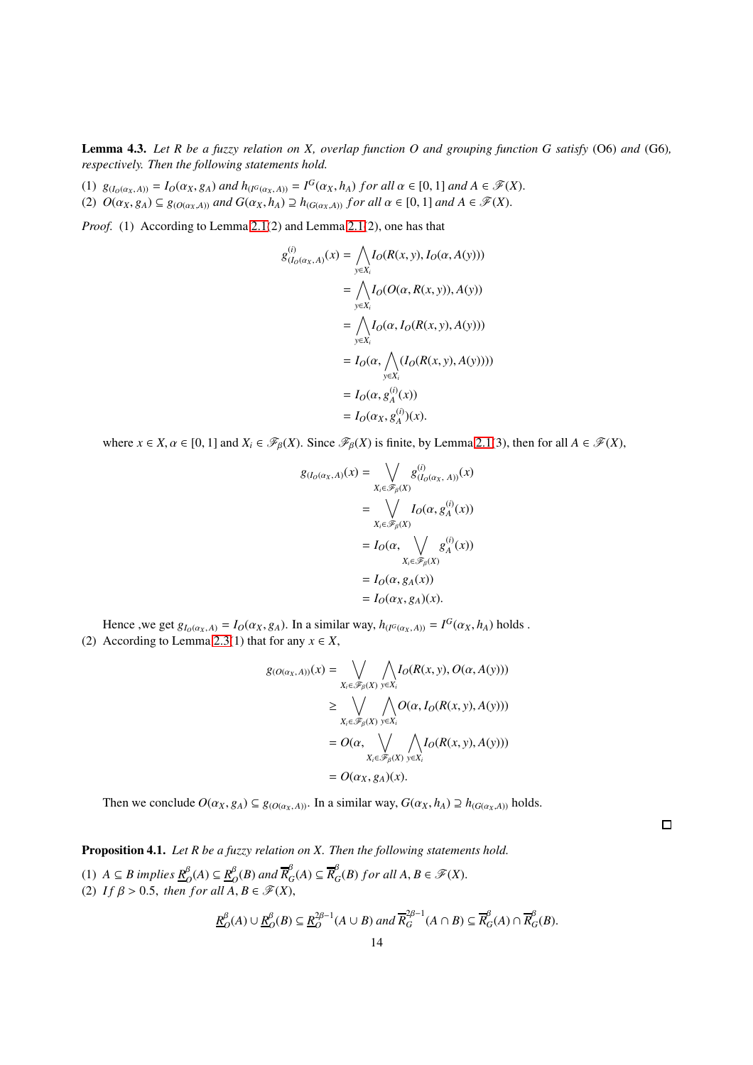**Lemma 4.3.** *Let $R$ be a fuzzy relation on $X$, overlap function $O$ and grouping function $G$ satisfy* (O6) *and* (G6)*, respectively. Then the following statements hold.*

(1) $g_{(I_O(\alpha_X, A))} = I_O(\alpha_X, g_A)$ *and* $h_{(I^G(\alpha_X, A))} = I^G(\alpha_X, h_A)$ *for all* $\alpha \in [0,1]$ *and* $A \in \mathscr{F}(X)$.
(2) $O(\alpha_X, g_A) \subseteq g_{(O(\alpha_X, A))}$ *and* $G(\alpha_X, h_A) \supseteq h_{(G(\alpha_X, A))}$ *for all* $\alpha \in [0,1]$ *and* $A \in \mathscr{F}(X)$.

*Proof.* (1) According to Lemma 2.1(2) and Lemma 2.1(2), one has that

$$
\begin{aligned}
g^{(i)}_{(I_O(\alpha_X, A)}(x) &= \bigwedge_{y \in X_i} I_O(R(x,y), I_O(\alpha, A(y))) \\
&= \bigwedge_{y \in X_i} I_O(O(\alpha, R(x,y)), A(y)) \\
&= \bigwedge_{y \in X_i} I_O(\alpha, I_O(R(x,y), A(y))) \\
&= I_O(\alpha, \bigwedge_{y \in X_i} (I_O(R(x,y), A(y)))) \\
&= I_O(\alpha, g^{(i)}_A(x)) \\
&= I_O(\alpha_X, g^{(i)}_A)(x).
\end{aligned}
$$

where $x \in X, \alpha \in [0,1]$ and $X_i \in \mathscr{F}_\beta(X)$. Since $\mathscr{F}_\beta(X)$ is finite, by Lemma 2.1(3), then for all $A \in \mathscr{F}(X)$,

$$
\begin{aligned}
g_{(I_O(\alpha_X, A)}(x) &= \bigvee_{X_i \in \mathscr{F}_\beta(X)} g^{(i)}_{(I_O(\alpha_X,\, A))}(x) \\
&= \bigvee_{X_i \in \mathscr{F}_\beta(X)} I_O(\alpha, g^{(i)}_A(x)) \\
&= I_O(\alpha, \bigvee_{X_i \in \mathscr{F}_\beta(X)} g^{(i)}_A(x)) \\
&= I_O(\alpha, g_A(x)) \\
&= I_O(\alpha_X, g_A)(x).
\end{aligned}
$$

Hence ,we get $g_{I_O(\alpha_X, A)} = I_O(\alpha_X, g_A)$. In a similar way, $h_{(I^G(\alpha_X, A))} = I^G(\alpha_X, h_A)$ holds .
(2) According to Lemma 2.3(1) that for any $x \in X$,

$$
\begin{aligned}
g_{(O(\alpha_X, A))}(x) &= \bigvee_{X_i \in \mathscr{F}_\beta(X)} \bigwedge_{y \in X_i} I_O(R(x,y), O(\alpha, A(y))) \\
&\geq \bigvee_{X_i \in \mathscr{F}_\beta(X)} \bigwedge_{y \in X_i} O(\alpha, I_O(R(x,y), A(y))) \\
&= O(\alpha, \bigvee_{X_i \in \mathscr{F}_\beta(X)} \bigwedge_{y \in X_i} I_O(R(x,y), A(y))) \\
&= O(\alpha_X, g_A)(x).
\end{aligned}
$$

Then we conclude $O(\alpha_X, g_A) \subseteq g_{(O(\alpha_X, A))}$. In a similar way, $G(\alpha_X, h_A) \supseteq h_{(G(\alpha_X, A))}$ holds.

□

**Proposition 4.1.** *Let $R$ be a fuzzy relation on $X$. Then the following statements hold.*

(1) $A \subseteq B$ *implies* $\underline{R}^\beta_O(A) \subseteq \underline{R}^\beta_O(B)$ *and* $\overline{R}^\beta_G(A) \subseteq \overline{R}^\beta_G(B)$ *for all* $A, B \in \mathscr{F}(X)$.
(2) *If* $\beta > 0.5$, *then for all* $A, B \in \mathscr{F}(X)$,

$$\underline{R}^\beta_O(A) \cup \underline{R}^\beta_O(B) \subseteq \underline{R}^{2\beta-1}_O(A \cup B) \text{ and } \overline{R}^{2\beta-1}_G(A \cap B) \subseteq \overline{R}^\beta_G(A) \cap \overline{R}^\beta_G(B).$$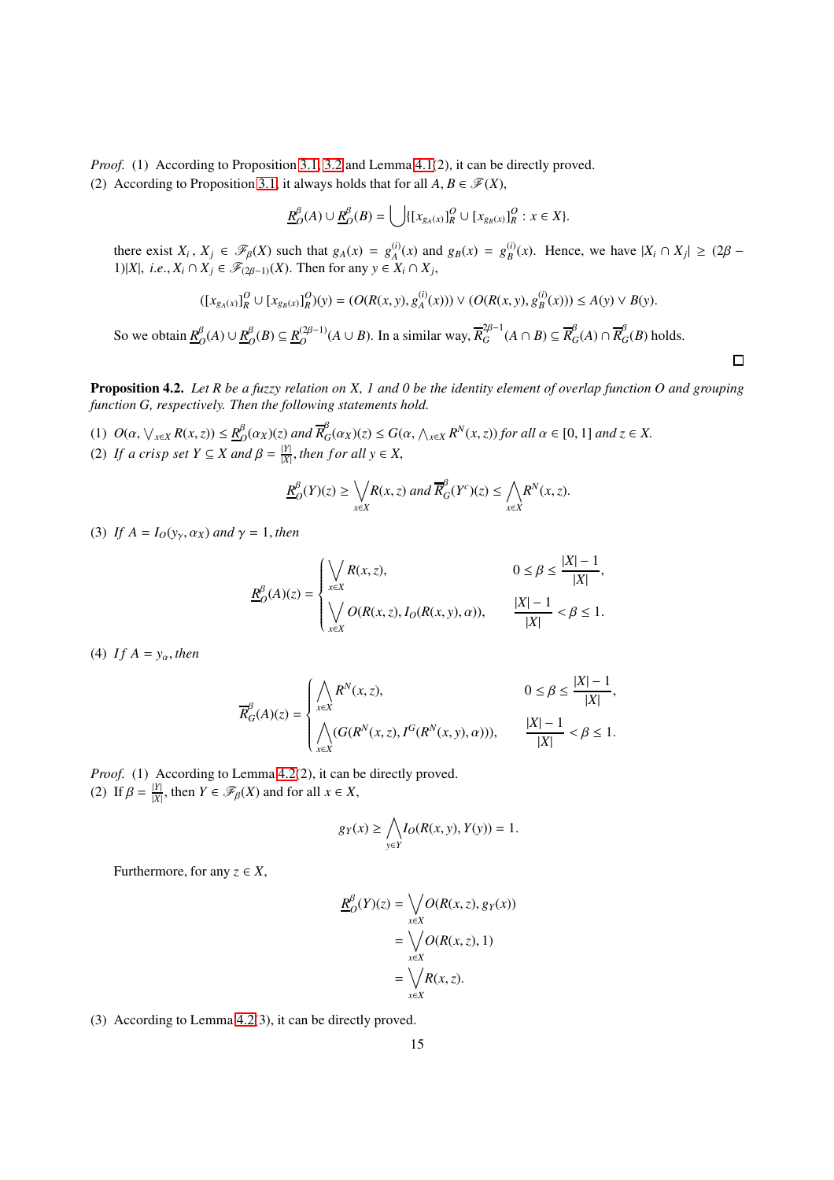*Proof.* (1) According to Proposition 3.1, 3.2 and Lemma 4.1(2), it can be directly proved.

(2) According to Proposition 3.1, it always holds that for all $A, B \in \mathscr{F}(X)$,

$$\underline{R}^{\beta}_{O}(A) \cup \underline{R}^{\beta}_{O}(B) = \bigcup\{[x_{g_A(x)}]^{O}_{R} \cup [x_{g_B(x)}]^{O}_{R} : x \in X\}.$$

there exist $X_i, X_j \in \mathscr{F}_{\beta}(X)$ such that $g_A(x) = g^{(i)}_{A}(x)$ and $g_B(x) = g^{(i)}_{B}(x)$. Hence, we have $|X_i \cap X_j| \geq (2\beta - 1)|X|$, *i.e.*, $X_i \cap X_j \in \mathscr{F}_{(2\beta-1)}(X)$. Then for any $y \in X_i \cap X_j$,

$$([x_{g_A(x)}]^{O}_{R} \cup [x_{g_B(x)}]^{O}_{R})(y) = (O(R(x,y), g^{(i)}_{A}(x))) \vee (O(R(x,y), g^{(i)}_{B}(x))) \leq A(y) \vee B(y).$$

So we obtain $\underline{R}^{\beta}_{O}(A) \cup \underline{R}^{\beta}_{O}(B) \subseteq \underline{R}^{(2\beta-1)}_{O}(A \cup B)$. In a similar way, $\overline{R}^{2\beta-1}_{G}(A \cap B) \subseteq \overline{R}^{\beta}_{G}(A) \cap \overline{R}^{\beta}_{G}(B)$ holds. □

**Proposition 4.2.** *Let $R$ be a fuzzy relation on $X$, 1 and 0 be the identity element of overlap function $O$ and grouping function $G$, respectively. Then the following statements hold.*

(1) *$O(\alpha, \bigvee_{x\in X} R(x,z)) \leq \underline{R}^{\beta}_{O}(\alpha_X)(z)$ and $\overline{R}^{\beta}_{G}(\alpha_X)(z) \leq G(\alpha, \bigwedge_{x\in X} R^{N}(x,z))$ for all $\alpha \in [0,1]$ and $z \in X$.*

(2) *If a crisp set $Y \subseteq X$ and $\beta = \frac{|Y|}{|X|}$, then for all $y \in X$,*

$$\underline{R}^{\beta}_{O}(Y)(z) \geq \bigvee_{x\in X} R(x,z) \text{ and } \overline{R}^{\beta}_{G}(Y^{c})(z) \leq \bigwedge_{x\in X} R^{N}(x,z).$$

(3) *If $A = I_O(y_\gamma, \alpha_X)$ and $\gamma = 1$, then*

$$\underline{R}^{\beta}_{O}(A)(z) = \begin{cases} \bigvee\limits_{x\in X} R(x,z), & 0 \leq \beta \leq \dfrac{|X|-1}{|X|}, \\ \bigvee\limits_{x\in X} O(R(x,z), I_O(R(x,y),\alpha)), & \dfrac{|X|-1}{|X|} < \beta \leq 1. \end{cases}$$

(4) *If $A = y_\alpha$, then*

$$\overline{R}^{\beta}_{G}(A)(z) = \begin{cases} \bigwedge\limits_{x\in X} R^{N}(x,z), & 0 \leq \beta \leq \dfrac{|X|-1}{|X|}, \\ \bigwedge\limits_{x\in X} (G(R^{N}(x,z), I^{G}(R^{N}(x,y),\alpha))), & \dfrac{|X|-1}{|X|} < \beta \leq 1. \end{cases}$$

*Proof.* (1) According to Lemma 4.2(2), it can be directly proved.

(2) If $\beta = \frac{|Y|}{|X|}$, then $Y \in \mathscr{F}_{\beta}(X)$ and for all $x \in X$,

$$g_Y(x) \geq \bigwedge_{y\in Y} I_O(R(x,y), Y(y)) = 1.$$

Furthermore, for any $z \in X$,

$$\begin{aligned} \underline{R}^{\beta}_{O}(Y)(z) &= \bigvee_{x\in X} O(R(x,z), g_Y(x)) \\ &= \bigvee_{x\in X} O(R(x,z), 1) \\ &= \bigvee_{x\in X} R(x,z). \end{aligned}$$

(3) According to Lemma 4.2(3), it can be directly proved.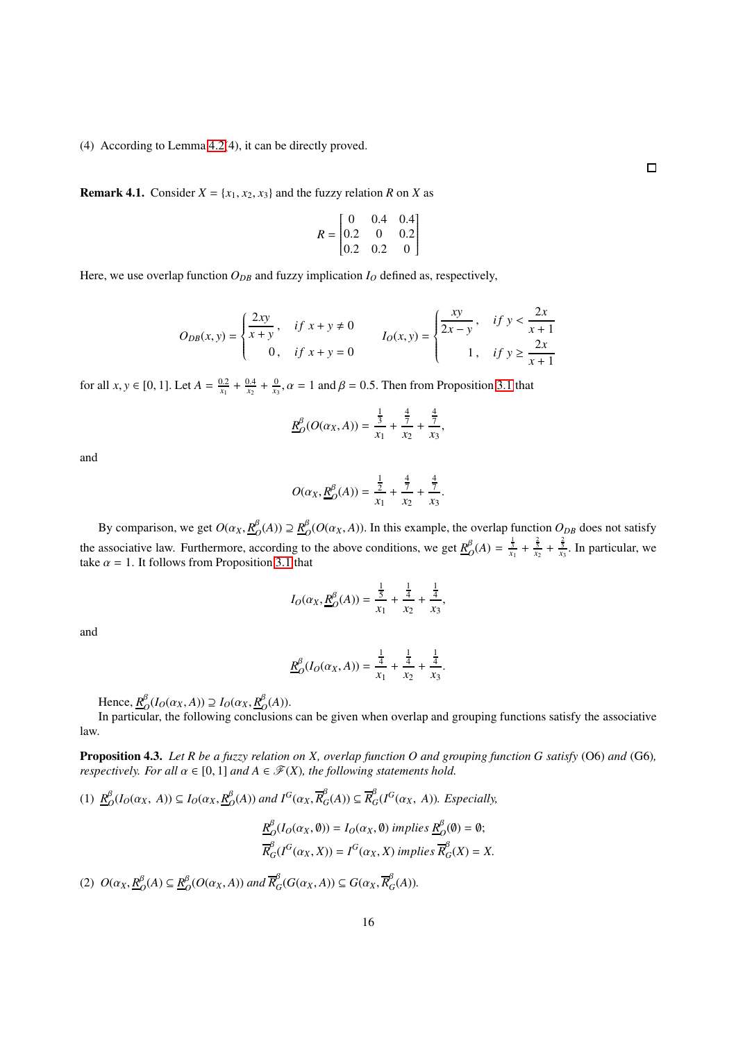(4) According to Lemma 4.2(4), it can be directly proved.

□

**Remark 4.1.** Consider $X = \{x_1, x_2, x_3\}$ and the fuzzy relation $R$ on $X$ as

$$R = \begin{bmatrix} 0 & 0.4 & 0.4 \\ 0.2 & 0 & 0.2 \\ 0.2 & 0.2 & 0 \end{bmatrix}$$

Here, we use overlap function $O_{DB}$ and fuzzy implication $I_O$ defined as, respectively,

$$O_{DB}(x,y) = \begin{cases} \dfrac{2xy}{x+y}, & if\ x+y \neq 0 \\ 0, & if\ x+y = 0 \end{cases} \qquad I_O(x,y) = \begin{cases} \dfrac{xy}{2x-y}, & if\ y < \dfrac{2x}{x+1} \\ 1, & if\ y \geq \dfrac{2x}{x+1} \end{cases}$$

for all $x, y \in [0,1]$. Let $A = \frac{0.2}{x_1} + \frac{0.4}{x_2} + \frac{0}{x_3}$, $\alpha = 1$ and $\beta = 0.5$. Then from Proposition 3.1 that

$$\underline{R}_O^{\beta}(O(\alpha_X, A)) = \frac{\frac{1}{3}}{x_1} + \frac{\frac{4}{7}}{x_2} + \frac{\frac{4}{7}}{x_3},$$

and

$$O(\alpha_X, \underline{R}_O^{\beta}(A)) = \frac{\frac{1}{2}}{x_1} + \frac{\frac{4}{7}}{x_2} + \frac{\frac{4}{7}}{x_3}.$$

By comparison, we get $O(\alpha_X, \underline{R}_O^{\beta}(A)) \supseteq \underline{R}_O^{\beta}(O(\alpha_X, A))$. In this example, the overlap function $O_{DB}$ does not satisfy the associative law. Furthermore, according to the above conditions, we get $\underline{R}_O^{\beta}(A) = \frac{\frac{1}{3}}{x_1} + \frac{\frac{2}{3}}{x_2} + \frac{\frac{2}{3}}{x_3}$. In particular, we take $\alpha = 1$. It follows from Proposition 3.1 that

$$I_O(\alpha_X, \underline{R}_O^{\beta}(A)) = \frac{\frac{1}{5}}{x_1} + \frac{\frac{1}{4}}{x_2} + \frac{\frac{1}{4}}{x_3},$$

and

$$\underline{R}_O^{\beta}(I_O(\alpha_X, A)) = \frac{\frac{1}{4}}{x_1} + \frac{\frac{1}{4}}{x_2} + \frac{\frac{1}{4}}{x_3}.$$

Hence, $\underline{R}_O^{\beta}(I_O(\alpha_X, A)) \supseteq I_O(\alpha_X, \underline{R}_O^{\beta}(A))$.

In particular, the following conclusions can be given when overlap and grouping functions satisfy the associative law.

**Proposition 4.3.** *Let $R$ be a fuzzy relation on $X$, overlap function $O$ and grouping function $G$ satisfy* (O6) *and* (G6)*, respectively. For all $\alpha \in [0,1]$ and $A \in \mathscr{F}(X)$, the following statements hold.*

(1) $\underline{R}_O^{\beta}(I_O(\alpha_X, A)) \subseteq I_O(\alpha_X, \underline{R}_O^{\beta}(A))$ *and* $I^G(\alpha_X, \overline{R}_G^{\beta}(A)) \subseteq \overline{R}_G^{\beta}(I^G(\alpha_X, A))$*. Especially,*

$$\underline{R}_O^{\beta}(I_O(\alpha_X, \emptyset)) = I_O(\alpha_X, \emptyset) \textit{ implies } \underline{R}_O^{\beta}(\emptyset) = \emptyset;$$
$$\overline{R}_G^{\beta}(I^G(\alpha_X, X)) = I^G(\alpha_X, X) \textit{ implies } \overline{R}_G^{\beta}(X) = X.$$

(2) $O(\alpha_X, \underline{R}_O^{\beta}(A) \subseteq \underline{R}_O^{\beta}(O(\alpha_X, A))$ *and* $\overline{R}_G^{\beta}(G(\alpha_X, A)) \subseteq G(\alpha_X, \overline{R}_G^{\beta}(A))$*.*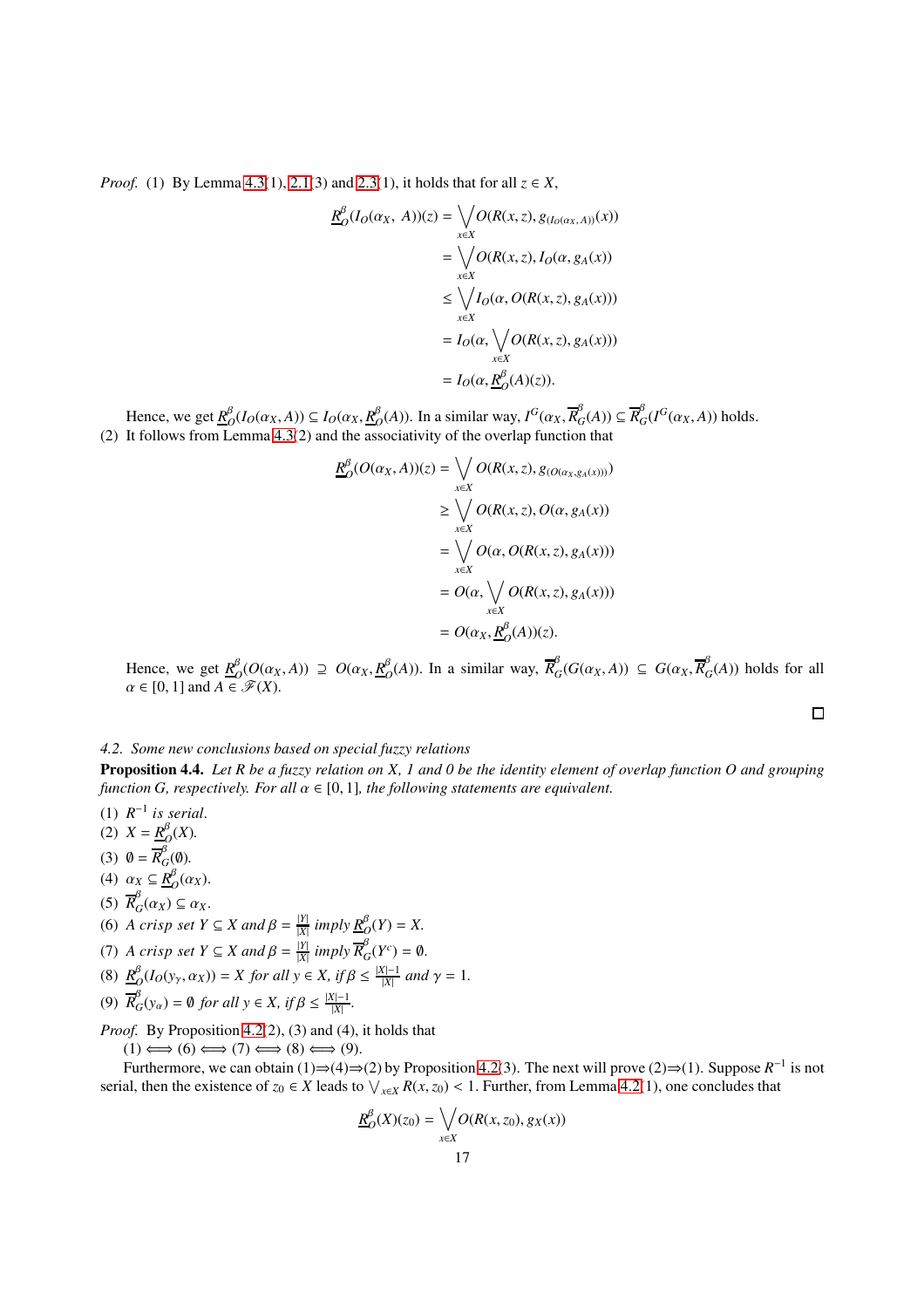*Proof.* (1) By Lemma 4.3(1), 2.1(3) and 2.3(1), it holds that for all $z \in X$,

$$
\begin{aligned}
\underline{R}_O^{\beta}(I_O(\alpha_X,\ A))(z) &= \bigvee_{x\in X} O(R(x,z), g_{(I_O(\alpha_X,A))}(x)) \\
&= \bigvee_{x\in X} O(R(x,z), I_O(\alpha, g_A(x)) \\
&\le \bigvee_{x\in X} I_O(\alpha, O(R(x,z), g_A(x))) \\
&= I_O(\alpha, \bigvee_{x\in X} O(R(x,z), g_A(x))) \\
&= I_O(\alpha, \underline{R}_O^{\beta}(A)(z)).
\end{aligned}
$$

Hence, we get $\underline{R}_O^{\beta}(I_O(\alpha_X, A)) \subseteq I_O(\alpha_X, \underline{R}_O^{\beta}(A))$. In a similar way, $I^G(\alpha_X, \overline{R}_G^{\beta}(A)) \subseteq \overline{R}_G^{\beta}(I^G(\alpha_X, A))$ holds.

(2) It follows from Lemma 4.3(2) and the associativity of the overlap function that

$$
\begin{aligned}
\underline{R}_O^{\beta}(O(\alpha_X, A))(z) &= \bigvee_{x\in X} O(R(x,z), g_{(O(\alpha_X, g_A(x)))}) \\
&\ge \bigvee_{x\in X} O(R(x,z), O(\alpha, g_A(x)) \\
&= \bigvee_{x\in X} O(\alpha, O(R(x,z), g_A(x))) \\
&= O(\alpha, \bigvee_{x\in X} O(R(x,z), g_A(x))) \\
&= O(\alpha_X, \underline{R}_O^{\beta}(A))(z).
\end{aligned}
$$

Hence, we get $\underline{R}_O^{\beta}(O(\alpha_X, A)) \supseteq O(\alpha_X, \underline{R}_O^{\beta}(A))$. In a similar way, $\overline{R}_G^{\beta}(G(\alpha_X, A)) \subseteq G(\alpha_X, \overline{R}_G^{\beta}(A))$ holds for all $\alpha \in [0,1]$ and $A \in \mathscr{F}(X)$. □

### 4.2. Some new conclusions based on special fuzzy relations

**Proposition 4.4.** *Let $R$ be a fuzzy relation on $X$, 1 and 0 be the identity element of overlap function $O$ and grouping function $G$, respectively. For all $\alpha \in [0,1]$, the following statements are equivalent.*

(1) *$R^{-1}$ is serial.*
(2) *$X = \underline{R}_O^{\beta}(X)$.*
(3) *$\emptyset = \overline{R}_G^{\beta}(\emptyset)$.*
(4) *$\alpha_X \subseteq \underline{R}_O^{\beta}(\alpha_X)$.*
(5) *$\overline{R}_G^{\beta}(\alpha_X) \subseteq \alpha_X$.*
(6) *A crisp set $Y \subseteq X$ and $\beta = \frac{|Y|}{|X|}$ imply $\underline{R}_O^{\beta}(Y) = X$.*
(7) *A crisp set $Y \subseteq X$ and $\beta = \frac{|Y|}{|X|}$ imply $\overline{R}_G^{\beta}(Y^c) = \emptyset$.*
(8) *$\underline{R}_O^{\beta}(I_O(y_\gamma, \alpha_X)) = X$ for all $y \in X$, if $\beta \le \frac{|X|-1}{|X|}$ and $\gamma = 1$.*
(9) *$\overline{R}_G^{\beta}(y_\alpha) = \emptyset$ for all $y \in X$, if $\beta \le \frac{|X|-1}{|X|}$.*

*Proof.* By Proposition 4.2(2), (3) and (4), it holds that
(1) $\Longleftrightarrow$ (6) $\Longleftrightarrow$ (7) $\Longleftrightarrow$ (8) $\Longleftrightarrow$ (9).

Furthermore, we can obtain (1)$\Rightarrow$(4)$\Rightarrow$(2) by Proposition 4.2(3). The next will prove (2)$\Rightarrow$(1). Suppose $R^{-1}$ is not serial, then the existence of $z_0 \in X$ leads to $\bigvee_{x\in X} R(x, z_0) < 1$. Further, from Lemma 4.2(1), one concludes that

$$
\underline{R}_O^{\beta}(X)(z_0) = \bigvee_{x\in X} O(R(x,z_0), g_X(x))
$$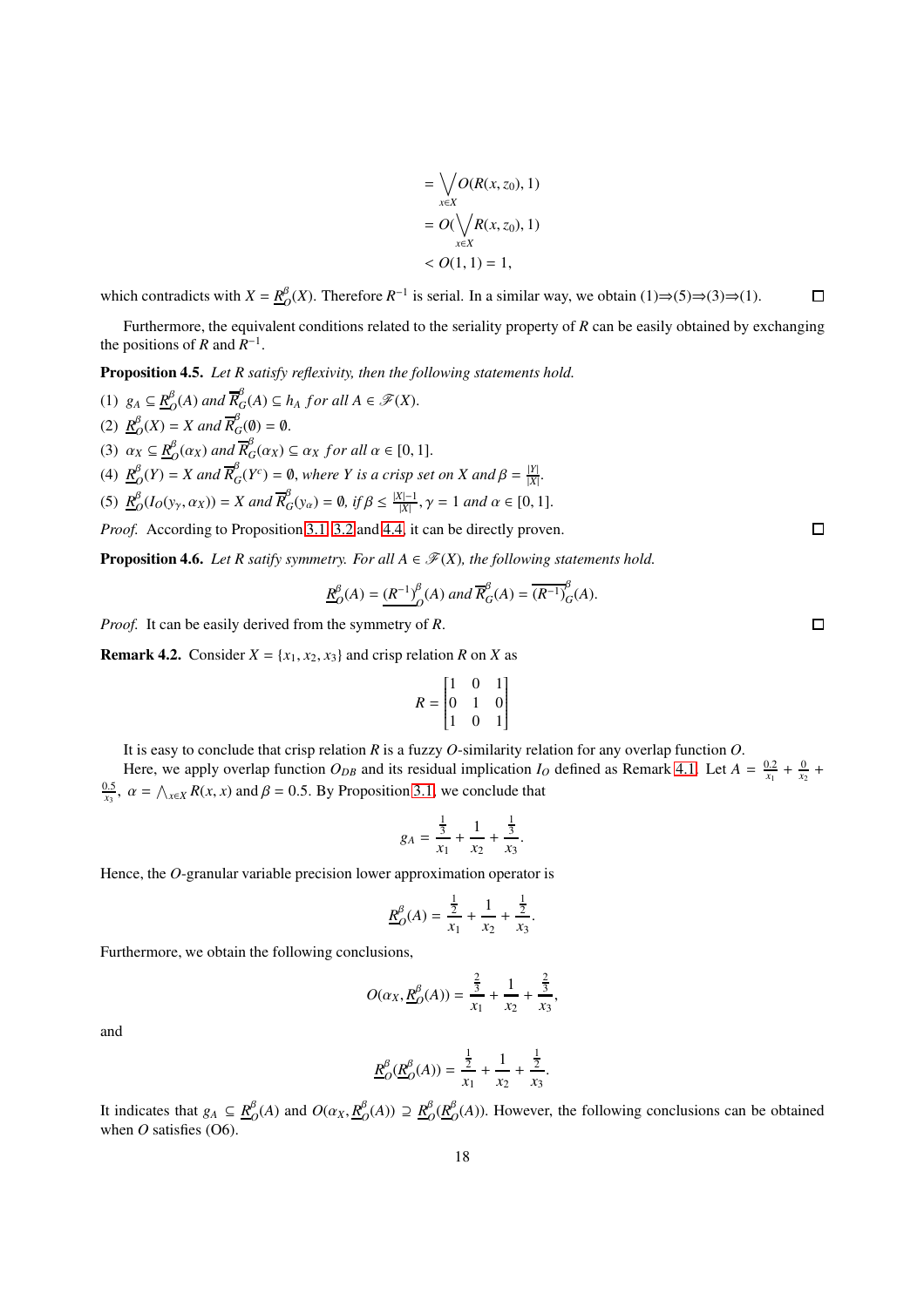$$= \bigvee_{x \in X} O(R(x, z_0), 1)$$
$$= O(\bigvee_{x \in X} R(x, z_0), 1)$$
$$< O(1, 1) = 1,$$

which contradicts with $X = \underline{R}^{\beta}_{O}(X)$. Therefore $R^{-1}$ is serial. In a similar way, we obtain (1)⇒(5)⇒(3)⇒(1). □

Furthermore, the equivalent conditions related to the seriality property of $R$ can be easily obtained by exchanging the positions of $R$ and $R^{-1}$.

**Proposition 4.5.** *Let $R$ satisfy reflexivity, then the following statements hold.*

(1) $g_A \subseteq \underline{R}^{\beta}_{O}(A)$ *and* $\overline{R}^{\beta}_{G}(A) \subseteq h_A$ *for all* $A \in \mathscr{F}(X)$.

(2) $\underline{R}^{\beta}_{O}(X) = X$ *and* $\overline{R}^{\beta}_{G}(\emptyset) = \emptyset$.

(3) $\alpha_X \subseteq \underline{R}^{\beta}_{O}(\alpha_X)$ *and* $\overline{R}^{\beta}_{G}(\alpha_X) \subseteq \alpha_X$ *for all* $\alpha \in [0, 1]$.

(4) $\underline{R}^{\beta}_{O}(Y) = X$ *and* $\overline{R}^{\beta}_{G}(Y^c) = \emptyset$, *where $Y$ is a crisp set on $X$ and* $\beta = \frac{|Y|}{|X|}$.

(5) $\underline{R}^{\beta}_{O}(I_O(y_\gamma, \alpha_X)) = X$ *and* $\overline{R}^{\beta}_{G}(y_\alpha) = \emptyset$, *if* $\beta \leq \frac{|X|-1}{|X|}$, $\gamma = 1$ *and* $\alpha \in [0, 1]$.

*Proof.* According to Proposition 3.1, 3.2 and 4.4, it can be directly proven. □

**Proposition 4.6.** *Let $R$ satify symmetry. For all $A \in \mathscr{F}(X)$, the following statements hold.*

$$\underline{R}^{\beta}_{O}(A) = \underline{(R^{-1})}^{\beta}_{O}(A) \text{ and } \overline{R}^{\beta}_{G}(A) = \overline{(R^{-1})}^{\beta}_{G}(A).$$

*Proof.* It can be easily derived from the symmetry of $R$. □

**Remark 4.2.** Consider $X = \{x_1, x_2, x_3\}$ and crisp relation $R$ on $X$ as

$$R = \begin{bmatrix} 1 & 0 & 1 \\ 0 & 1 & 0 \\ 1 & 0 & 1 \end{bmatrix}$$

It is easy to conclude that crisp relation $R$ is a fuzzy $O$-similarity relation for any overlap function $O$.

Here, we apply overlap function $O_{DB}$ and its residual implication $I_O$ defined as Remark 4.1. Let $A = \frac{0.2}{x_1} + \frac{0}{x_2} + \frac{0.5}{x_3}$, $\alpha = \bigwedge_{x \in X} R(x, x)$ and $\beta = 0.5$. By Proposition 3.1, we conclude that

$$g_A = \frac{\frac{1}{3}}{x_1} + \frac{1}{x_2} + \frac{\frac{1}{3}}{x_3}.$$

Hence, the $O$-granular variable precision lower approximation operator is

$$\underline{R}^{\beta}_{O}(A) = \frac{\frac{1}{2}}{x_1} + \frac{1}{x_2} + \frac{\frac{1}{2}}{x_3}.$$

Furthermore, we obtain the following conclusions,

$$O(\alpha_X, \underline{R}^{\beta}_{O}(A)) = \frac{\frac{2}{3}}{x_1} + \frac{1}{x_2} + \frac{\frac{2}{3}}{x_3},$$

and

$$\underline{R}^{\beta}_{O}(\underline{R}^{\beta}_{O}(A)) = \frac{\frac{1}{2}}{x_1} + \frac{1}{x_2} + \frac{\frac{1}{2}}{x_3}.$$

It indicates that $g_A \subseteq \underline{R}^{\beta}_{O}(A)$ and $O(\alpha_X, \underline{R}^{\beta}_{O}(A)) \supseteq \underline{R}^{\beta}_{O}(\underline{R}^{\beta}_{O}(A))$. However, the following conclusions can be obtained when $O$ satisfies (O6).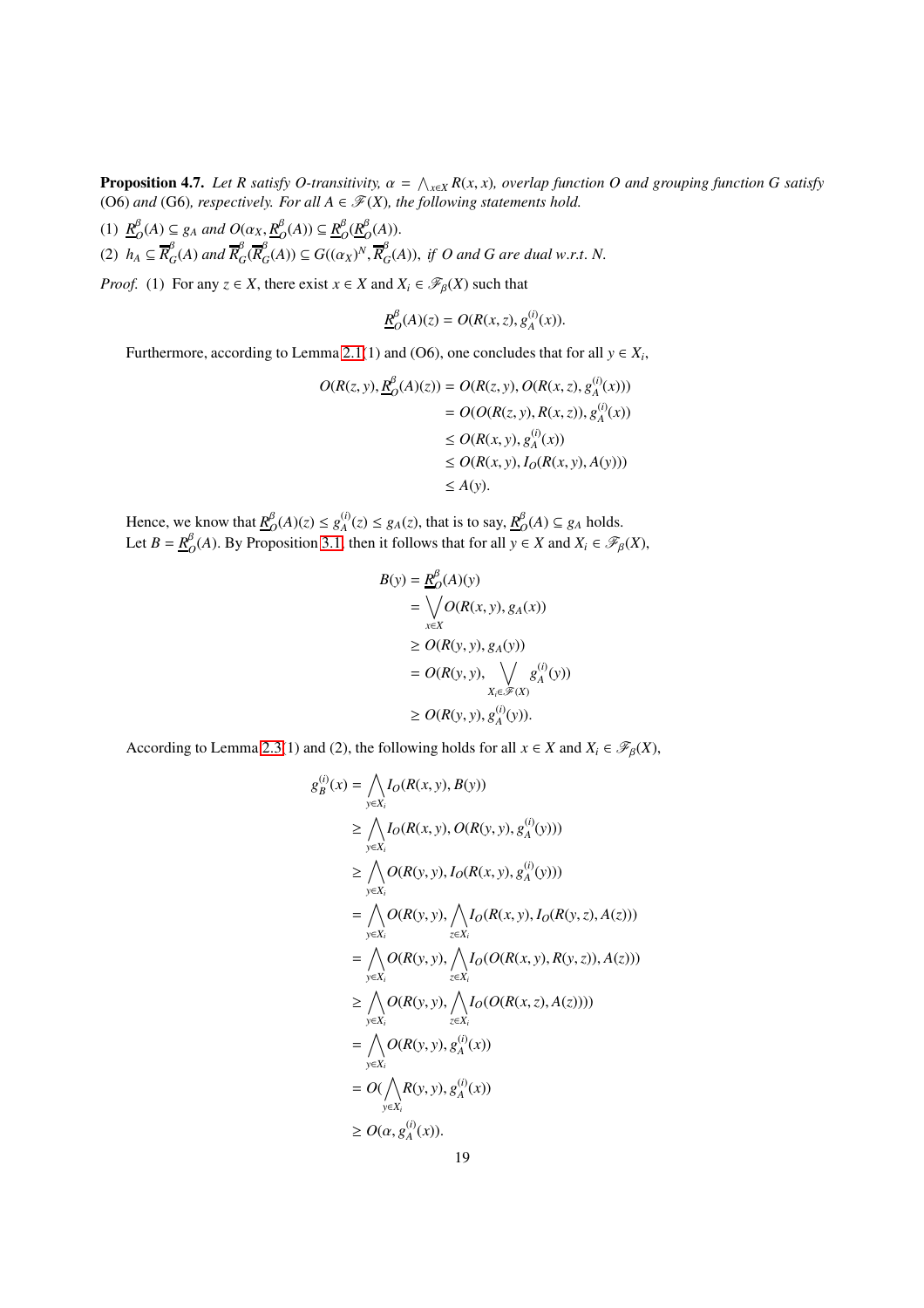**Proposition 4.7.** *Let $R$ satisfy O-transitivity, $\alpha = \bigwedge_{x\in X} R(x,x)$, overlap function $O$ and grouping function $G$ satisfy* (O6) *and* (G6)*, respectively. For all $A \in \mathscr{F}(X)$, the following statements hold.*

(1) $\underline{R}^{\beta}_{O}(A) \subseteq g_A$ *and* $O(\alpha_X, \underline{R}^{\beta}_{O}(A)) \subseteq \underline{R}^{\beta}_{O}(\underline{R}^{\beta}_{O}(A))$.

(2) $h_A \subseteq \overline{R}^{\beta}_{G}(A)$ *and* $\overline{R}^{\beta}_{G}(\overline{R}^{\beta}_{G}(A)) \subseteq G((\alpha_X)^N, \overline{R}^{\beta}_{G}(A))$*, if $O$ and $G$ are dual w.r.t. $N$.*

*Proof.* (1) For any $z \in X$, there exist $x \in X$ and $X_i \in \mathscr{F}_\beta(X)$ such that

$$\underline{R}^{\beta}_{O}(A)(z) = O(R(x,z), g^{(i)}_A(x)).$$

Furthermore, according to Lemma 2.1(1) and (O6), one concludes that for all $y \in X_i$,

$$\begin{aligned}
O(R(z,y), \underline{R}^{\beta}_{O}(A)(z)) &= O(R(z,y), O(R(x,z), g^{(i)}_A(x))) \\
&= O(O(R(z,y), R(x,z)), g^{(i)}_A(x)) \\
&\leq O(R(x,y), g^{(i)}_A(x)) \\
&\leq O(R(x,y), I_O(R(x,y), A(y))) \\
&\leq A(y).
\end{aligned}$$

Hence, we know that $\underline{R}^{\beta}_{O}(A)(z) \leq g^{(i)}_A(z) \leq g_A(z)$, that is to say, $\underline{R}^{\beta}_{O}(A) \subseteq g_A$ holds.
Let $B = \underline{R}^{\beta}_{O}(A)$. By Proposition 3.1, then it follows that for all $y \in X$ and $X_i \in \mathscr{F}_\beta(X)$,

$$\begin{aligned}
B(y) &= \underline{R}^{\beta}_{O}(A)(y) \\
&= \bigvee_{x\in X} O(R(x,y), g_A(x)) \\
&\geq O(R(y,y), g_A(y)) \\
&= O(R(y,y), \bigvee_{X_i \in \mathscr{F}(X)} g^{(i)}_A(y)) \\
&\geq O(R(y,y), g^{(i)}_A(y)).
\end{aligned}$$

According to Lemma 2.3(1) and (2), the following holds for all $x \in X$ and $X_i \in \mathscr{F}_\beta(X)$,

$$\begin{aligned}
g^{(i)}_B(x) &= \bigwedge_{y\in X_i} I_O(R(x,y), B(y)) \\
&\geq \bigwedge_{y\in X_i} I_O(R(x,y), O(R(y,y), g^{(i)}_A(y))) \\
&\geq \bigwedge_{y\in X_i} O(R(y,y), I_O(R(x,y), g^{(i)}_A(y))) \\
&= \bigwedge_{y\in X_i} O(R(y,y), \bigwedge_{z\in X_i} I_O(R(x,y), I_O(R(y,z), A(z))) \\
&= \bigwedge_{y\in X_i} O(R(y,y), \bigwedge_{z\in X_i} I_O(O(R(x,y), R(y,z)), A(z))) \\
&\geq \bigwedge_{y\in X_i} O(R(y,y), \bigwedge_{z\in X_i} I_O(O(R(x,z), A(z)))) \\
&= \bigwedge_{y\in X_i} O(R(y,y), g^{(i)}_A(x)) \\
&= O(\bigwedge_{y\in X_i} R(y,y), g^{(i)}_A(x)) \\
&\geq O(\alpha, g^{(i)}_A(x)).
\end{aligned}$$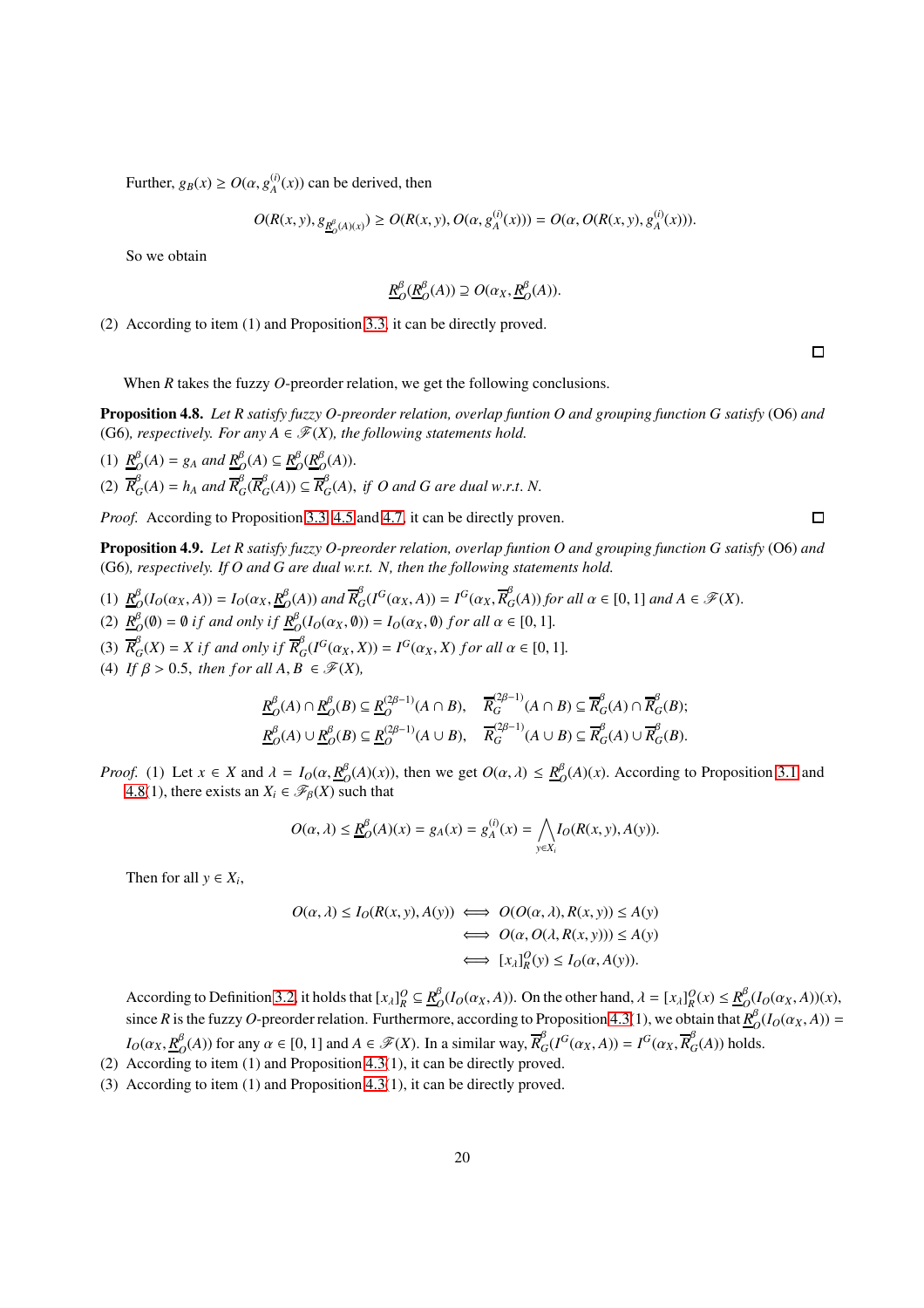Further, $g_B(x) \geq O(\alpha, g_A^{(i)}(x))$ can be derived, then

$$O(R(x,y), g_{\underline{R}_O^{\beta}(A)(x)}) \geq O(R(x,y), O(\alpha, g_A^{(i)}(x))) = O(\alpha, O(R(x,y), g_A^{(i)}(x))).$$

So we obtain

$$\underline{R}_O^{\beta}(\underline{R}_O^{\beta}(A)) \supseteq O(\alpha_X, \underline{R}_O^{\beta}(A)).$$

(2) According to item (1) and Proposition 3.3, it can be directly proved.

□

When $R$ takes the fuzzy $O$-preorder relation, we get the following conclusions.

**Proposition 4.8.** *Let $R$ satisfy fuzzy $O$-preorder relation, overlap funtion $O$ and grouping function $G$ satisfy* (O6) *and* (G6)*, respectively. For any $A \in \mathscr{F}(X)$, the following statements hold.*

(1) $\underline{R}_O^{\beta}(A) = g_A$ *and* $\underline{R}_O^{\beta}(A) \subseteq \underline{R}_O^{\beta}(\underline{R}_O^{\beta}(A))$.

(2) $\overline{R}_G^{\beta}(A) = h_A$ *and* $\overline{R}_G^{\beta}(\overline{R}_G^{\beta}(A)) \subseteq \overline{R}_G^{\beta}(A)$, *if $O$ and $G$ are dual w.r.t. $N$.*

*Proof.* According to Proposition 3.3, 4.5 and 4.7, it can be directly proven. □

**Proposition 4.9.** *Let $R$ satisfy fuzzy $O$-preorder relation, overlap funtion $O$ and grouping function $G$ satisfy* (O6) *and* (G6)*, respectively. If $O$ and $G$ are dual w.r.t. $N$, then the following statements hold.*

(1) $\underline{R}_O^{\beta}(I_O(\alpha_X, A)) = I_O(\alpha_X, \underline{R}_O^{\beta}(A))$ *and* $\overline{R}_G^{\beta}(I^G(\alpha_X, A)) = I^G(\alpha_X, \overline{R}_G^{\beta}(A))$ *for all* $\alpha \in [0,1]$ *and* $A \in \mathscr{F}(X)$.

(2) $\underline{R}_O^{\beta}(\emptyset) = \emptyset$ *if and only if* $\underline{R}_O^{\beta}(I_O(\alpha_X, \emptyset)) = I_O(\alpha_X, \emptyset)$ *for all* $\alpha \in [0,1]$.

(3) $\overline{R}_G^{\beta}(X) = X$ *if and only if* $\overline{R}_G^{\beta}(I^G(\alpha_X, X)) = I^G(\alpha_X, X)$ *for all* $\alpha \in [0,1]$.

(4) *If $\beta > 0.5$, then for all $A, B \in \mathscr{F}(X)$,*

$$\underline{R}_O^{\beta}(A) \cap \underline{R}_O^{\beta}(B) \subseteq \underline{R}_O^{(2\beta-1)}(A \cap B), \quad \overline{R}_G^{(2\beta-1)}(A \cap B) \subseteq \overline{R}_G^{\beta}(A) \cap \overline{R}_G^{\beta}(B);$$
$$\underline{R}_O^{\beta}(A) \cup \underline{R}_O^{\beta}(B) \subseteq \underline{R}_O^{(2\beta-1)}(A \cup B), \quad \overline{R}_G^{(2\beta-1)}(A \cup B) \subseteq \overline{R}_G^{\beta}(A) \cup \overline{R}_G^{\beta}(B).$$

*Proof.* (1) Let $x \in X$ and $\lambda = I_O(\alpha, \underline{R}_O^{\beta}(A)(x))$, then we get $O(\alpha, \lambda) \leq \underline{R}_O^{\beta}(A)(x)$. According to Proposition 3.1 and 4.8(1), there exists an $X_i \in \mathscr{F}_{\beta}(X)$ such that

$$O(\alpha, \lambda) \leq \underline{R}_O^{\beta}(A)(x) = g_A(x) = g_A^{(i)}(x) = \bigwedge_{y \in X_i} I_O(R(x,y), A(y)).$$

Then for all $y \in X_i$,

$$\begin{aligned}
O(\alpha, \lambda) \leq I_O(R(x,y), A(y)) &\iff O(O(\alpha, \lambda), R(x,y)) \leq A(y) \\
&\iff O(\alpha, O(\lambda, R(x,y))) \leq A(y) \\
&\iff [x_\lambda]_R^O(y) \leq I_O(\alpha, A(y)).
\end{aligned}$$

According to Definition 3.2, it holds that $[x_\lambda]_R^O \subseteq \underline{R}_O^{\beta}(I_O(\alpha_X, A))$. On the other hand, $\lambda = [x_\lambda]_R^O(x) \leq \underline{R}_O^{\beta}(I_O(\alpha_X, A))(x)$, since $R$ is the fuzzy $O$-preorder relation. Furthermore, according to Proposition 4.3(1), we obtain that $\underline{R}_O^{\beta}(I_O(\alpha_X, A)) = I_O(\alpha_X, \underline{R}_O^{\beta}(A))$ for any $\alpha \in [0,1]$ and $A \in \mathscr{F}(X)$. In a similar way, $\overline{R}_G^{\beta}(I^G(\alpha_X, A)) = I^G(\alpha_X, \overline{R}_G^{\beta}(A))$ holds.

(2) According to item (1) and Proposition 4.3(1), it can be directly proved.

(3) According to item (1) and Proposition 4.3(1), it can be directly proved.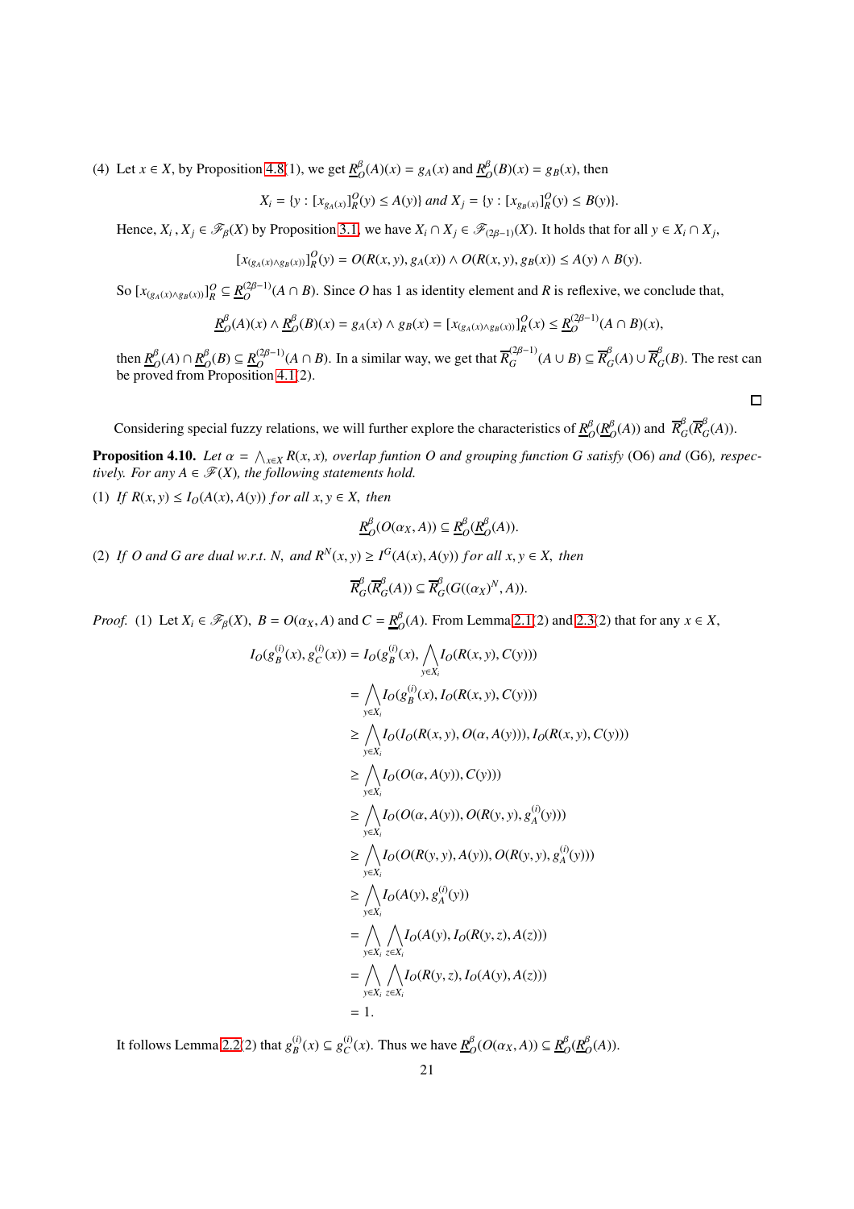(4) Let $x \in X$, by Proposition 4.8(1), we get $\underline{R}_O^\beta(A)(x) = g_A(x)$ and $\underline{R}_O^\beta(B)(x) = g_B(x)$, then

$$X_i = \{y : [x_{g_A(x)}]_R^O(y) \leq A(y)\} \text{ and } X_j = \{y : [x_{g_B(x)}]_R^O(y) \leq B(y)\}.$$

Hence, $X_i, X_j \in \mathscr{F}_\beta(X)$ by Proposition 3.1, we have $X_i \cap X_j \in \mathscr{F}_{(2\beta-1)}(X)$. It holds that for all $y \in X_i \cap X_j$,

$$[x_{(g_A(x)\wedge g_B(x))}]_R^O(y) = O(R(x, y), g_A(x)) \wedge O(R(x, y), g_B(x)) \leq A(y) \wedge B(y).$$

So $[x_{(g_A(x)\wedge g_B(x))}]_R^O \subseteq \underline{R}_O^{(2\beta-1)}(A \cap B)$. Since $O$ has 1 as identity element and $R$ is reflexive, we conclude that,

$$\underline{R}_O^\beta(A)(x) \wedge \underline{R}_O^\beta(B)(x) = g_A(x) \wedge g_B(x) = [x_{(g_A(x)\wedge g_B(x))}]_R^O(x) \leq \underline{R}_O^{(2\beta-1)}(A \cap B)(x),$$

then $\underline{R}_O^\beta(A) \cap \underline{R}_O^\beta(B) \subseteq \underline{R}_O^{(2\beta-1)}(A \cap B)$. In a similar way, we get that $\overline{R}_G^{(2\beta-1)}(A \cup B) \subseteq \overline{R}_G^\beta(A) \cup \overline{R}_G^\beta(B)$. The rest can be proved from Proposition 4.1(2).

$\square$

Considering special fuzzy relations, we will further explore the characteristics of $\underline{R}_O^\beta(\underline{R}_O^\beta(A))$ and $\overline{R}_G^\beta(\overline{R}_G^\beta(A))$.

**Proposition 4.10.** *Let $\alpha = \bigwedge_{x\in X} R(x, x)$, overlap funtion $O$ and grouping function $G$ satisfy* (O6) *and* (G6)*, respectively. For any $A \in \mathscr{F}(X)$, the following statements hold.*

*(1) If $R(x, y) \leq I_O(A(x), A(y))$ for all $x, y \in X$, then*

$$\underline{R}_O^\beta(O(\alpha_X, A)) \subseteq \underline{R}_O^\beta(\underline{R}_O^\beta(A)).$$

*(2) If $O$ and $G$ are dual w.r.t. $N$, and $R^N(x, y) \geq I^G(A(x), A(y))$ for all $x, y \in X$, then*

$$\overline{R}_G^\beta(\overline{R}_G^\beta(A)) \subseteq \overline{R}_G^\beta(G((\alpha_X)^N, A)).$$

*Proof.* (1) Let $X_i \in \mathscr{F}_\beta(X)$, $B = O(\alpha_X, A)$ and $C = \underline{R}_O^\beta(A)$. From Lemma 2.1(2) and 2.3(2) that for any $x \in X$,

$$\begin{aligned}
I_O(g_B^{(i)}(x), g_C^{(i)}(x)) &= I_O(g_B^{(i)}(x), \bigwedge_{y\in X_i} I_O(R(x, y), C(y))) \\
&= \bigwedge_{y\in X_i} I_O(g_B^{(i)}(x), I_O(R(x, y), C(y))) \\
&\geq \bigwedge_{y\in X_i} I_O(I_O(R(x, y), O(\alpha, A(y))), I_O(R(x, y), C(y))) \\
&\geq \bigwedge_{y\in X_i} I_O(O(\alpha, A(y)), C(y))) \\
&\geq \bigwedge_{y\in X_i} I_O(O(\alpha, A(y)), O(R(y, y), g_A^{(i)}(y))) \\
&\geq \bigwedge_{y\in X_i} I_O(O(R(y, y), A(y)), O(R(y, y), g_A^{(i)}(y))) \\
&\geq \bigwedge_{y\in X_i} I_O(A(y), g_A^{(i)}(y)) \\
&= \bigwedge_{y\in X_i} \bigwedge_{z\in X_i} I_O(A(y), I_O(R(y, z), A(z))) \\
&= \bigwedge_{y\in X_i} \bigwedge_{z\in X_i} I_O(R(y, z), I_O(A(y), A(z))) \\
&= 1.
\end{aligned}$$

It follows Lemma 2.2(2) that $g_B^{(i)}(x) \subseteq g_C^{(i)}(x)$. Thus we have $\underline{R}_O^\beta(O(\alpha_X, A)) \subseteq \underline{R}_O^\beta(\underline{R}_O^\beta(A))$.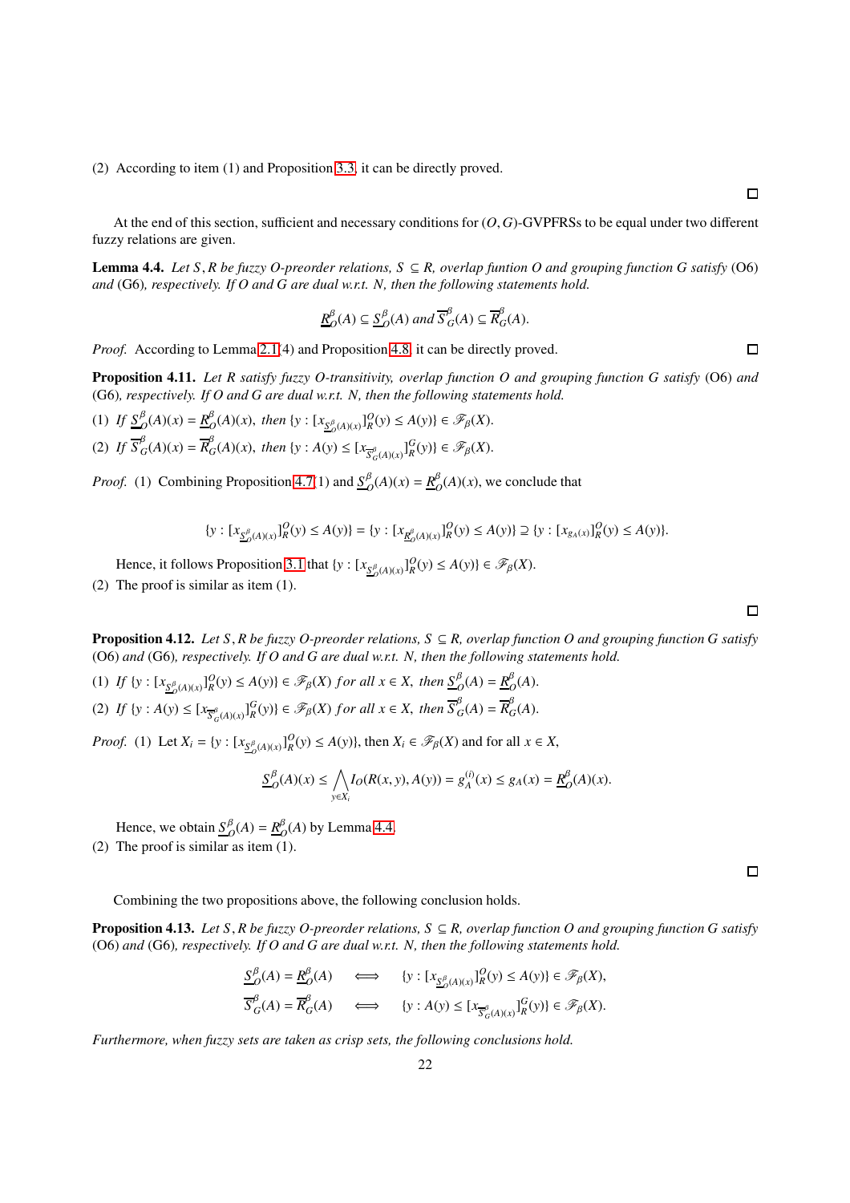(2) According to item (1) and Proposition 3.3, it can be directly proved.

□

At the end of this section, sufficient and necessary conditions for $(O, G)$-GVPFRSs to be equal under two different fuzzy relations are given.

**Lemma 4.4.** *Let $S, R$ be fuzzy $O$-preorder relations, $S \subseteq R$, overlap funtion $O$ and grouping function $G$ satisfy* (O6) *and* (G6)*, respectively. If $O$ and $G$ are dual w.r.t. $N$, then the following statements hold.*

$$\underline{R}^{\beta}_{O}(A) \subseteq \underline{S}^{\beta}_{O}(A) \text{ and } \overline{S}^{\beta}_{G}(A) \subseteq \overline{R}^{\beta}_{G}(A).$$

*Proof.* According to Lemma 2.1(4) and Proposition 4.8, it can be directly proved. □

**Proposition 4.11.** *Let $R$ satisfy fuzzy $O$-transitivity, overlap function $O$ and grouping function $G$ satisfy* (O6) *and* (G6)*, respectively. If $O$ and $G$ are dual w.r.t. $N$, then the following statements hold.*

(1) *If $\underline{S}^{\beta}_{O}(A)(x) = \underline{R}^{\beta}_{O}(A)(x)$, then $\{y : [x_{\underline{S}^{\beta}_{O}(A)(x)}]^{O}_{R}(y) \leq A(y)\} \in \mathscr{F}_{\beta}(X)$.*

(2) *If $\overline{S}^{\beta}_{G}(A)(x) = \overline{R}^{\beta}_{G}(A)(x)$, then $\{y : A(y) \leq [x_{\overline{S}^{\beta}_{G}(A)(x)}]^{G}_{R}(y)\} \in \mathscr{F}_{\beta}(X)$.*

*Proof.* (1) Combining Proposition 4.7(1) and $\underline{S}^{\beta}_{O}(A)(x) = \underline{R}^{\beta}_{O}(A)(x)$, we conclude that

$$\{y : [x_{\underline{S}^{\beta}_{O}(A)(x)}]^{O}_{R}(y) \leq A(y)\} = \{y : [x_{\underline{R}^{\beta}_{O}(A)(x)}]^{O}_{R}(y) \leq A(y)\} \supseteq \{y : [x_{g_A(x)}]^{O}_{R}(y) \leq A(y)\}.$$

Hence, it follows Proposition 3.1 that $\{y : [x_{\underline{S}^{\beta}_{O}(A)(x)}]^{O}_{R}(y) \leq A(y)\} \in \mathscr{F}_{\beta}(X)$.

(2) The proof is similar as item (1).

□

**Proposition 4.12.** *Let $S, R$ be fuzzy $O$-preorder relations, $S \subseteq R$, overlap function $O$ and grouping function $G$ satisfy* (O6) *and* (G6)*, respectively. If $O$ and $G$ are dual w.r.t. $N$, then the following statements hold.*

(1) *If $\{y : [x_{\underline{S}^{\beta}_{O}(A)(x)}]^{O}_{R}(y) \leq A(y)\} \in \mathscr{F}_{\beta}(X)$ for all $x \in X$, then $\underline{S}^{\beta}_{O}(A) = \underline{R}^{\beta}_{O}(A)$.*

(2) *If $\{y : A(y) \leq [x_{\overline{S}^{\beta}_{G}(A)(x)}]^{G}_{R}(y)\} \in \mathscr{F}_{\beta}(X)$ for all $x \in X$, then $\overline{S}^{\beta}_{G}(A) = \overline{R}^{\beta}_{G}(A)$.*

*Proof.* (1) Let $X_i = \{y : [x_{\underline{S}^{\beta}_{O}(A)(x)}]^{O}_{R}(y) \leq A(y)\}$, then $X_i \in \mathscr{F}_{\beta}(X)$ and for all $x \in X$,

$$\underline{S}^{\beta}_{O}(A)(x) \leq \bigwedge_{y \in X_i} I_O(R(x,y), A(y)) = g^{(i)}_{A}(x) \leq g_A(x) = \underline{R}^{\beta}_{O}(A)(x).$$

Hence, we obtain $\underline{S}^{\beta}_{O}(A) = \underline{R}^{\beta}_{O}(A)$ by Lemma 4.4.

(2) The proof is similar as item (1).

□

Combining the two propositions above, the following conclusion holds.

**Proposition 4.13.** *Let $S, R$ be fuzzy $O$-preorder relations, $S \subseteq R$, overlap function $O$ and grouping function $G$ satisfy* (O6) *and* (G6)*, respectively. If $O$ and $G$ are dual w.r.t. $N$, then the following statements hold.*

$$\underline{S}^{\beta}_{O}(A) = \underline{R}^{\beta}_{O}(A) \quad \Longleftrightarrow \quad \{y : [x_{\underline{S}^{\beta}_{O}(A)(x)}]^{O}_{R}(y) \leq A(y)\} \in \mathscr{F}_{\beta}(X),$$

$$\overline{S}^{\beta}_{G}(A) = \overline{R}^{\beta}_{G}(A) \quad \Longleftrightarrow \quad \{y : A(y) \leq [x_{\overline{S}^{\beta}_{G}(A)(x)}]^{G}_{R}(y)\} \in \mathscr{F}_{\beta}(X).$$

*Furthermore, when fuzzy sets are taken as crisp sets, the following conclusions hold.*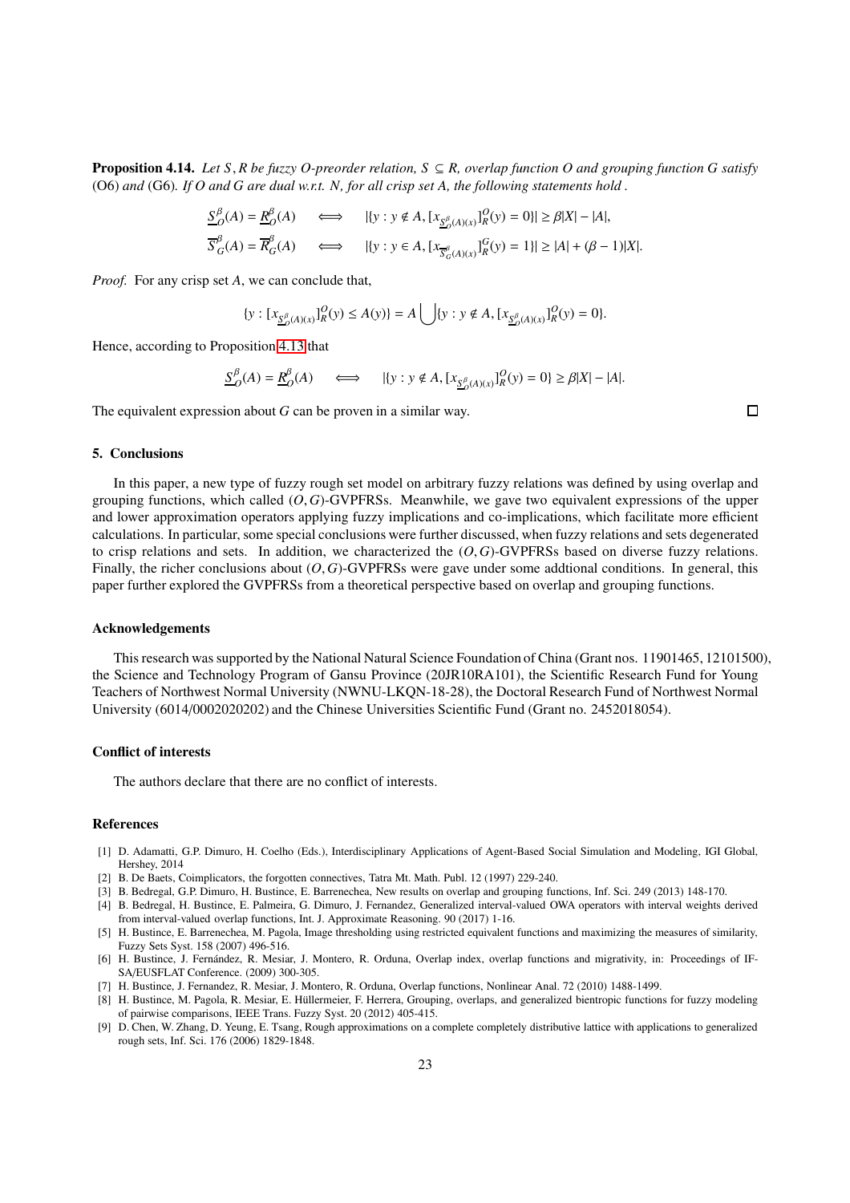**Proposition 4.14.** *Let $S, R$ be fuzzy $O$-preorder relation, $S \subseteq R$, overlap function $O$ and grouping function $G$ satisfy* (O6) *and* (G6). *If $O$ and $G$ are dual w.r.t. $N$, for all crisp set $A$, the following statements hold .*

$$\underline{S}^{\beta}_{O}(A) = \underline{R}^{\beta}_{O}(A) \iff |\{y : y \notin A, [x_{\underline{S}^{\beta}_{O}(A)(x)}]^{O}_{R}(y) = 0\}| \geq \beta|X| - |A|,$$

$$\overline{S}^{\beta}_{G}(A) = \overline{R}^{\beta}_{G}(A) \iff |\{y : y \in A, [x_{\overline{S}^{\beta}_{G}(A)(x)}]^{G}_{R}(y) = 1\}| \geq |A| + (\beta - 1)|X|.$$

*Proof.* For any crisp set $A$, we can conclude that,

$$\{y : [x_{\underline{S}^{\beta}_{O}(A)(x)}]^{O}_{R}(y) \leq A(y)\} = A \bigcup \{y : y \notin A, [x_{\underline{S}^{\beta}_{O}(A)(x)}]^{O}_{R}(y) = 0\}.$$

Hence, according to Proposition 4.13 that

$$\underline{S}^{\beta}_{O}(A) = \underline{R}^{\beta}_{O}(A) \iff |\{y : y \notin A, [x_{\underline{S}^{\beta}_{O}(A)(x)}]^{O}_{R}(y) = 0\} \geq \beta|X| - |A|.$$

The equivalent expression about $G$ can be proven in a similar way. □

## 5. Conclusions

In this paper, a new type of fuzzy rough set model on arbitrary fuzzy relations was defined by using overlap and grouping functions, which called $(O, G)$-GVPFRSs. Meanwhile, we gave two equivalent expressions of the upper and lower approximation operators applying fuzzy implications and co-implications, which facilitate more efficient calculations. In particular, some special conclusions were further discussed, when fuzzy relations and sets degenerated to crisp relations and sets. In addition, we characterized the $(O, G)$-GVPFRSs based on diverse fuzzy relations. Finally, the richer conclusions about $(O, G)$-GVPFRSs were gave under some addtional conditions. In general, this paper further explored the GVPFRSs from a theoretical perspective based on overlap and grouping functions.

### Acknowledgements

This research was supported by the National Natural Science Foundation of China (Grant nos. 11901465, 12101500), the Science and Technology Program of Gansu Province (20JR10RA101), the Scientific Research Fund for Young Teachers of Northwest Normal University (NWNU-LKQN-18-28), the Doctoral Research Fund of Northwest Normal University (6014/0002020202) and the Chinese Universities Scientific Fund (Grant no. 2452018054).

### Conflict of interests

The authors declare that there are no conflict of interests.

### References

[1] D. Adamatti, G.P. Dimuro, H. Coelho (Eds.), Interdisciplinary Applications of Agent-Based Social Simulation and Modeling, IGI Global, Hershey, 2014

[2] B. De Baets, Coimplicators, the forgotten connectives, Tatra Mt. Math. Publ. 12 (1997) 229-240.

[3] B. Bedregal, G.P. Dimuro, H. Bustince, E. Barrenechea, New results on overlap and grouping functions, Inf. Sci. 249 (2013) 148-170.

[4] B. Bedregal, H. Bustince, E. Palmeira, G. Dimuro, J. Fernandez, Generalized interval-valued OWA operators with interval weights derived from interval-valued overlap functions, Int. J. Approximate Reasoning. 90 (2017) 1-16.

[5] H. Bustince, E. Barrenechea, M. Pagola, Image thresholding using restricted equivalent functions and maximizing the measures of similarity, Fuzzy Sets Syst. 158 (2007) 496-516.

[6] H. Bustince, J. Fernández, R. Mesiar, J. Montero, R. Orduna, Overlap index, overlap functions and migrativity, in: Proceedings of IFSA/EUSFLAT Conference. (2009) 300-305.

[7] H. Bustince, J. Fernandez, R. Mesiar, J. Montero, R. Orduna, Overlap functions, Nonlinear Anal. 72 (2010) 1488-1499.

[8] H. Bustince, M. Pagola, R. Mesiar, E. Hüllermeier, F. Herrera, Grouping, overlaps, and generalized bientropic functions for fuzzy modeling of pairwise comparisons, IEEE Trans. Fuzzy Syst. 20 (2012) 405-415.

[9] D. Chen, W. Zhang, D. Yeung, E. Tsang, Rough approximations on a complete completely distributive lattice with applications to generalized rough sets, Inf. Sci. 176 (2006) 1829-1848.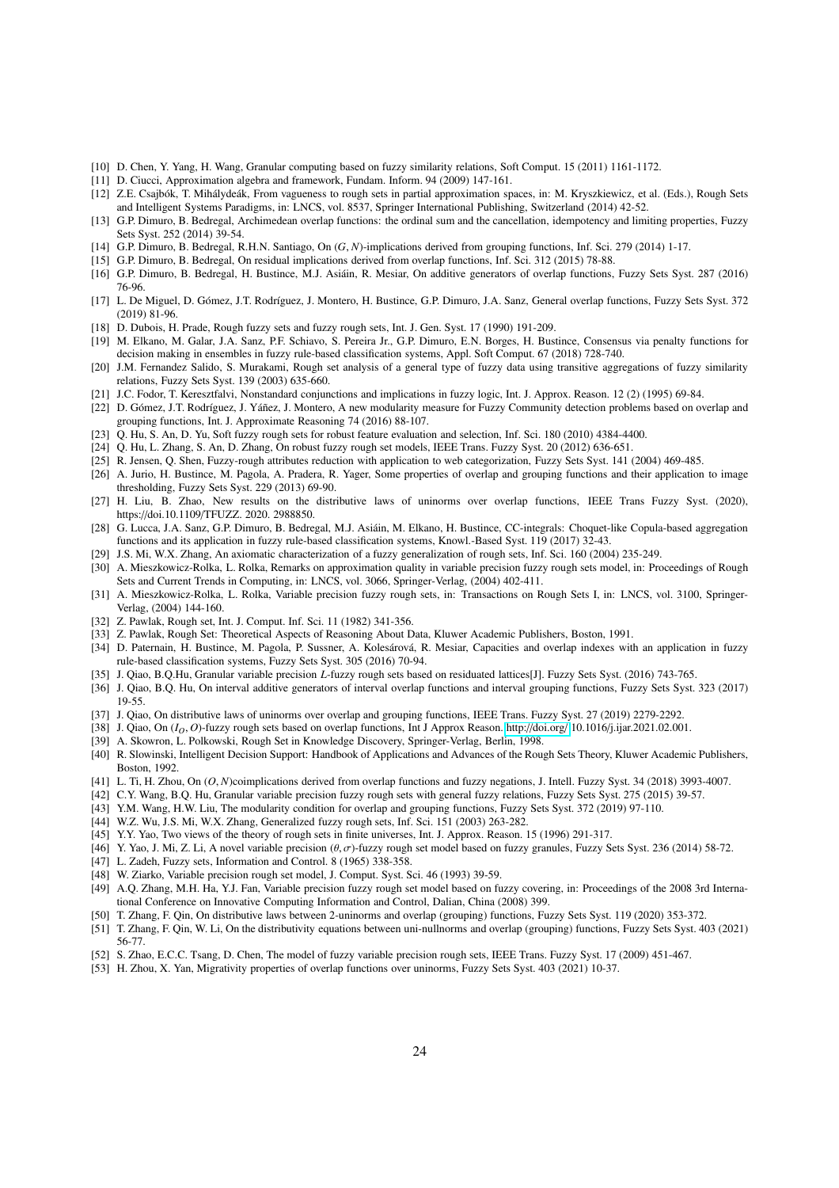[10] D. Chen, Y. Yang, H. Wang, Granular computing based on fuzzy similarity relations, Soft Comput. 15 (2011) 1161-1172.

[11] D. Ciucci, Approximation algebra and framework, Fundam. Inform. 94 (2009) 147-161.

[12] Z.E. Csajbók, T. Mihálydeák, From vagueness to rough sets in partial approximation spaces, in: M. Kryszkiewicz, et al. (Eds.), Rough Sets and Intelligent Systems Paradigms, in: LNCS, vol. 8537, Springer International Publishing, Switzerland (2014) 42-52.

[13] G.P. Dimuro, B. Bedregal, Archimedean overlap functions: the ordinal sum and the cancellation, idempotency and limiting properties, Fuzzy Sets Syst. 252 (2014) 39-54.

[14] G.P. Dimuro, B. Bedregal, R.H.N. Santiago, On $(G, N)$-implications derived from grouping functions, Inf. Sci. 279 (2014) 1-17.

[15] G.P. Dimuro, B. Bedregal, On residual implications derived from overlap functions, Inf. Sci. 312 (2015) 78-88.

[16] G.P. Dimuro, B. Bedregal, H. Bustince, M.J. Asiáin, R. Mesiar, On additive generators of overlap functions, Fuzzy Sets Syst. 287 (2016) 76-96.

[17] L. De Miguel, D. Gómez, J.T. Rodríguez, J. Montero, H. Bustince, G.P. Dimuro, J.A. Sanz, General overlap functions, Fuzzy Sets Syst. 372 (2019) 81-96.

[18] D. Dubois, H. Prade, Rough fuzzy sets and fuzzy rough sets, Int. J. Gen. Syst. 17 (1990) 191-209.

[19] M. Elkano, M. Galar, J.A. Sanz, P.F. Schiavo, S. Pereira Jr., G.P. Dimuro, E.N. Borges, H. Bustince, Consensus via penalty functions for decision making in ensembles in fuzzy rule-based classification systems, Appl. Soft Comput. 67 (2018) 728-740.

[20] J.M. Fernandez Salido, S. Murakami, Rough set analysis of a general type of fuzzy data using transitive aggregations of fuzzy similarity relations, Fuzzy Sets Syst. 139 (2003) 635-660.

[21] J.C. Fodor, T. Keresztfalvi, Nonstandard conjunctions and implications in fuzzy logic, Int. J. Approx. Reason. 12 (2) (1995) 69-84.

[22] D. Gómez, J.T. Rodríguez, J. Yáñez, J. Montero, A new modularity measure for Fuzzy Community detection problems based on overlap and grouping functions, Int. J. Approximate Reasoning 74 (2016) 88-107.

[23] Q. Hu, S. An, D. Yu, Soft fuzzy rough sets for robust feature evaluation and selection, Inf. Sci. 180 (2010) 4384-4400.

[24] Q. Hu, L. Zhang, S. An, D. Zhang, On robust fuzzy rough set models, IEEE Trans. Fuzzy Syst. 20 (2012) 636-651.

[25] R. Jensen, Q. Shen, Fuzzy-rough attributes reduction with application to web categorization, Fuzzy Sets Syst. 141 (2004) 469-485.

[26] A. Jurio, H. Bustince, M. Pagola, A. Pradera, R. Yager, Some properties of overlap and grouping functions and their application to image thresholding, Fuzzy Sets Syst. 229 (2013) 69-90.

[27] H. Liu, B. Zhao, New results on the distributive laws of uninorms over overlap functions, IEEE Trans Fuzzy Syst. (2020), https://doi.org/10.1109/TFUZZ. 2020. 2988850.

[28] G. Lucca, J.A. Sanz, G.P. Dimuro, B. Bedregal, M.J. Asiáin, M. Elkano, H. Bustince, CC-integrals: Choquet-like Copula-based aggregation functions and its application in fuzzy rule-based classification systems, Knowl.-Based Syst. 119 (2017) 32-43.

[29] J.S. Mi, W.X. Zhang, An axiomatic characterization of a fuzzy generalization of rough sets, Inf. Sci. 160 (2004) 235-249.

[30] A. Mieszkowicz-Rolka, L. Rolka, Remarks on approximation quality in variable precision fuzzy rough sets model, in: Proceedings of Rough Sets and Current Trends in Computing, in: LNCS, vol. 3066, Springer-Verlag, (2004) 402-411.

[31] A. Mieszkowicz-Rolka, L. Rolka, Variable precision fuzzy rough sets, in: Transactions on Rough Sets I, in: LNCS, vol. 3100, Springer-Verlag, (2004) 144-160.

[32] Z. Pawlak, Rough set, Int. J. Comput. Inf. Sci. 11 (1982) 341-356.

[33] Z. Pawlak, Rough Set: Theoretical Aspects of Reasoning About Data, Kluwer Academic Publishers, Boston, 1991.

[34] D. Paternain, H. Bustince, M. Pagola, P. Sussner, A. Kolesárová, R. Mesiar, Capacities and overlap indexes with an application in fuzzy rule-based classification systems, Fuzzy Sets Syst. 305 (2016) 70-94.

[35] J. Qiao, B.Q.Hu, Granular variable precision $L$-fuzzy rough sets based on residuated lattices[J]. Fuzzy Sets Syst. (2016) 743-765.

[36] J. Qiao, B.Q. Hu, On interval additive generators of interval overlap functions and interval grouping functions, Fuzzy Sets Syst. 323 (2017) 19-55.

[37] J. Qiao, On distributive laws of uninorms over overlap and grouping functions, IEEE Trans. Fuzzy Syst. 27 (2019) 2279-2292.

[38] J. Qiao, On $(I_O, O)$-fuzzy rough sets based on overlap functions, Int J Approx Reason. http://doi.org/ 10.1016/j.ijar.2021.02.001.

[39] A. Skowron, L. Polkowski, Rough Set in Knowledge Discovery, Springer-Verlag, Berlin, 1998.

[40] R. Slowinski, Intelligent Decision Support: Handbook of Applications and Advances of the Rough Sets Theory, Kluwer Academic Publishers, Boston, 1992.

[41] L. Ti, H. Zhou, On $(O, N)$coimplications derived from overlap functions and fuzzy negations, J. Intell. Fuzzy Syst. 34 (2018) 3993-4007.

[42] C.Y. Wang, B.Q. Hu, Granular variable precision fuzzy rough sets with general fuzzy relations, Fuzzy Sets Syst. 275 (2015) 39-57.

[43] Y.M. Wang, H.W. Liu, The modularity condition for overlap and grouping functions, Fuzzy Sets Syst. 372 (2019) 97-110.

[44] W.Z. Wu, J.S. Mi, W.X. Zhang, Generalized fuzzy rough sets, Inf. Sci. 151 (2003) 263-282.

[45] Y.Y. Yao, Two views of the theory of rough sets in finite universes, Int. J. Approx. Reason. 15 (1996) 291-317.

[46] Y. Yao, J. Mi, Z. Li, A novel variable precision $(\theta, \sigma)$-fuzzy rough set model based on fuzzy granules, Fuzzy Sets Syst. 236 (2014) 58-72.

[47] L. Zadeh, Fuzzy sets, Information and Control. 8 (1965) 338-358.

[48] W. Ziarko, Variable precision rough set model, J. Comput. Syst. Sci. 46 (1993) 39-59.

[49] A.Q. Zhang, M.H. Ha, Y.J. Fan, Variable precision fuzzy rough set model based on fuzzy covering, in: Proceedings of the 2008 3rd International Conference on Innovative Computing Information and Control, Dalian, China (2008) 399.

[50] T. Zhang, F. Qin, On distributive laws between 2-uninorms and overlap (grouping) functions, Fuzzy Sets Syst. 119 (2020) 353-372.

[51] T. Zhang, F. Qin, W. Li, On the distributivity equations between uni-nullnorms and overlap (grouping) functions, Fuzzy Sets Syst. 403 (2021) 56-77.

[52] S. Zhao, E.C.C. Tsang, D. Chen, The model of fuzzy variable precision rough sets, IEEE Trans. Fuzzy Syst. 17 (2009) 451-467.

[53] H. Zhou, X. Yan, Migrativity properties of overlap functions over uninorms, Fuzzy Sets Syst. 403 (2021) 10-37.